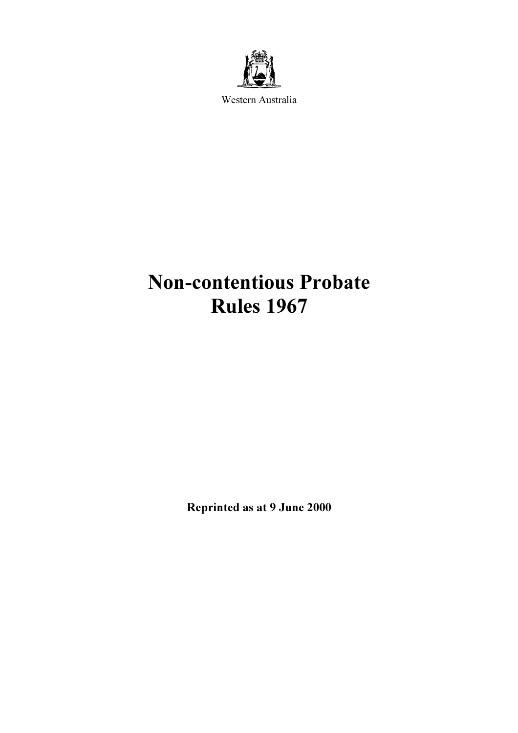Western Australia

# Non-contentious Probate Rules 1967

**Reprinted as at 9 June 2000**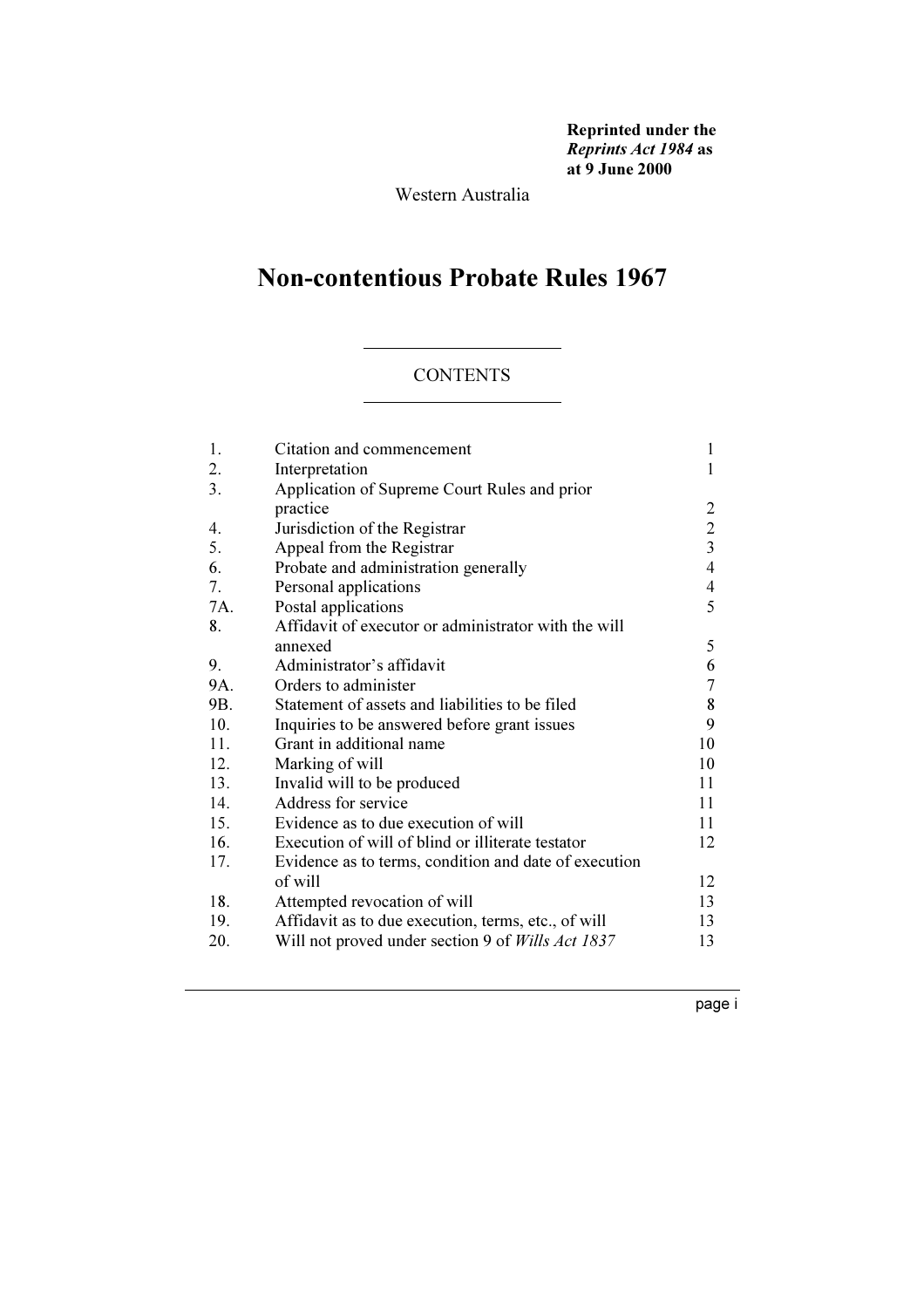**Reprinted under the *Reprints Act 1984* as at 9 June 2000**

Western Australia

# Non-contentious Probate Rules 1967

## CONTENTS

| | | |
|---|---|---|
| 1. | Citation and commencement | 1 |
| 2. | Interpretation | 1 |
| 3. | Application of Supreme Court Rules and prior practice | 2 |
| 4. | Jurisdiction of the Registrar | 2 |
| 5. | Appeal from the Registrar | 3 |
| 6. | Probate and administration generally | 4 |
| 7. | Personal applications | 4 |
| 7A. | Postal applications | 5 |
| 8. | Affidavit of executor or administrator with the will annexed | 5 |
| 9. | Administrator's affidavit | 6 |
| 9A. | Orders to administer | 7 |
| 9B. | Statement of assets and liabilities to be filed | 8 |
| 10. | Inquiries to be answered before grant issues | 9 |
| 11. | Grant in additional name | 10 |
| 12. | Marking of will | 10 |
| 13. | Invalid will to be produced | 11 |
| 14. | Address for service | 11 |
| 15. | Evidence as to due execution of will | 11 |
| 16. | Execution of will of blind or illiterate testator | 12 |
| 17. | Evidence as to terms, condition and date of execution of will | 12 |
| 18. | Attempted revocation of will | 13 |
| 19. | Affidavit as to due execution, terms, etc., of will | 13 |
| 20. | Will not proved under section 9 of *Wills Act 1837* | 13 |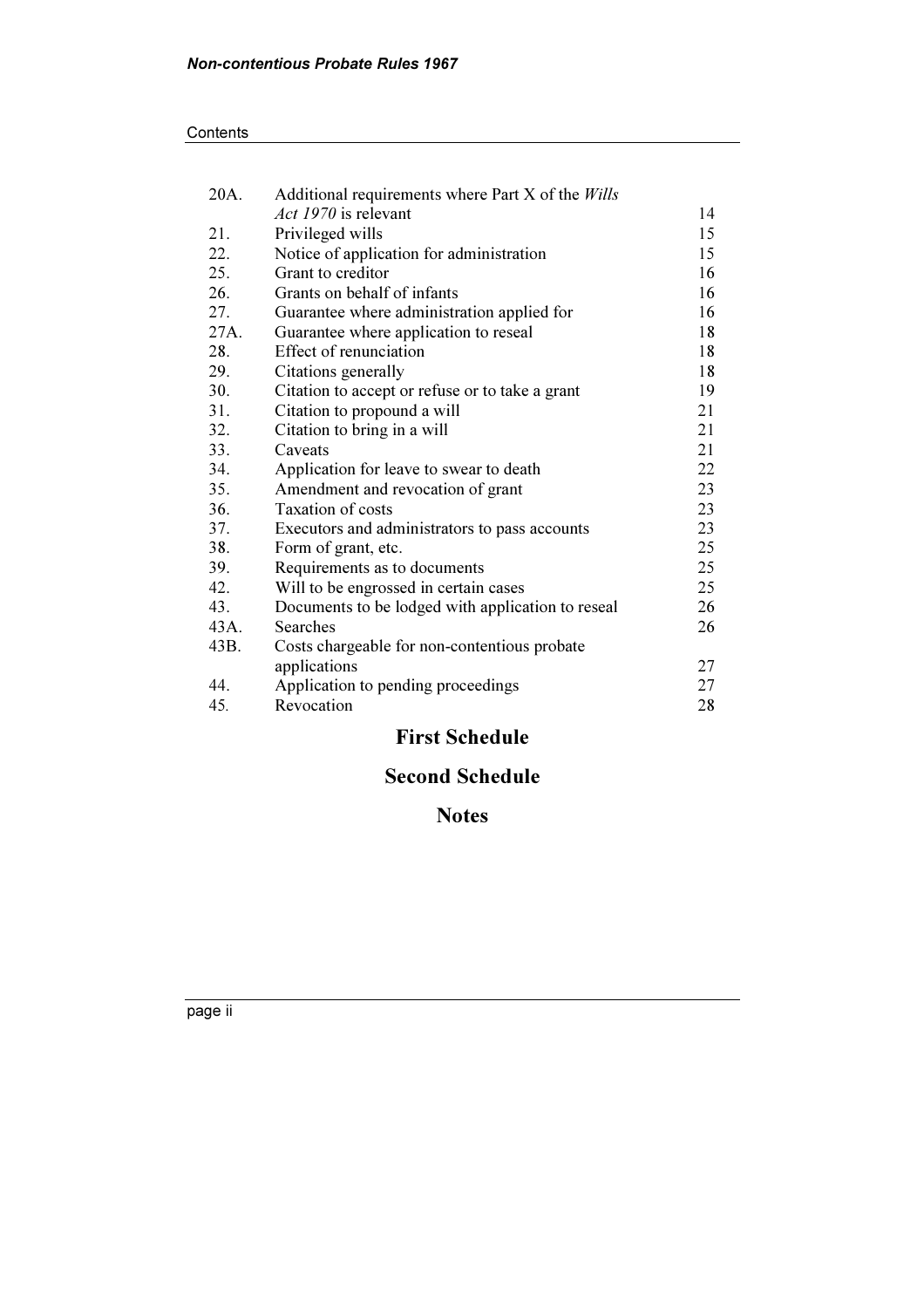| | | |
|---|---|---|
| 20A. | Additional requirements where Part X of the *Wills Act 1970* is relevant | 14 |
| 21. | Privileged wills | 15 |
| 22. | Notice of application for administration | 15 |
| 25. | Grant to creditor | 16 |
| 26. | Grants on behalf of infants | 16 |
| 27. | Guarantee where administration applied for | 16 |
| 27A. | Guarantee where application to reseal | 18 |
| 28. | Effect of renunciation | 18 |
| 29. | Citations generally | 18 |
| 30. | Citation to accept or refuse or to take a grant | 19 |
| 31. | Citation to propound a will | 21 |
| 32. | Citation to bring in a will | 21 |
| 33. | Caveats | 21 |
| 34. | Application for leave to swear to death | 22 |
| 35. | Amendment and revocation of grant | 23 |
| 36. | Taxation of costs | 23 |
| 37. | Executors and administrators to pass accounts | 23 |
| 38. | Form of grant, etc. | 25 |
| 39. | Requirements as to documents | 25 |
| 42. | Will to be engrossed in certain cases | 25 |
| 43. | Documents to be lodged with application to reseal | 26 |
| 43A. | Searches | 26 |
| 43B. | Costs chargeable for non-contentious probate applications | 27 |
| 44. | Application to pending proceedings | 27 |
| 45. | Revocation | 28 |

## First Schedule

## Second Schedule

## Notes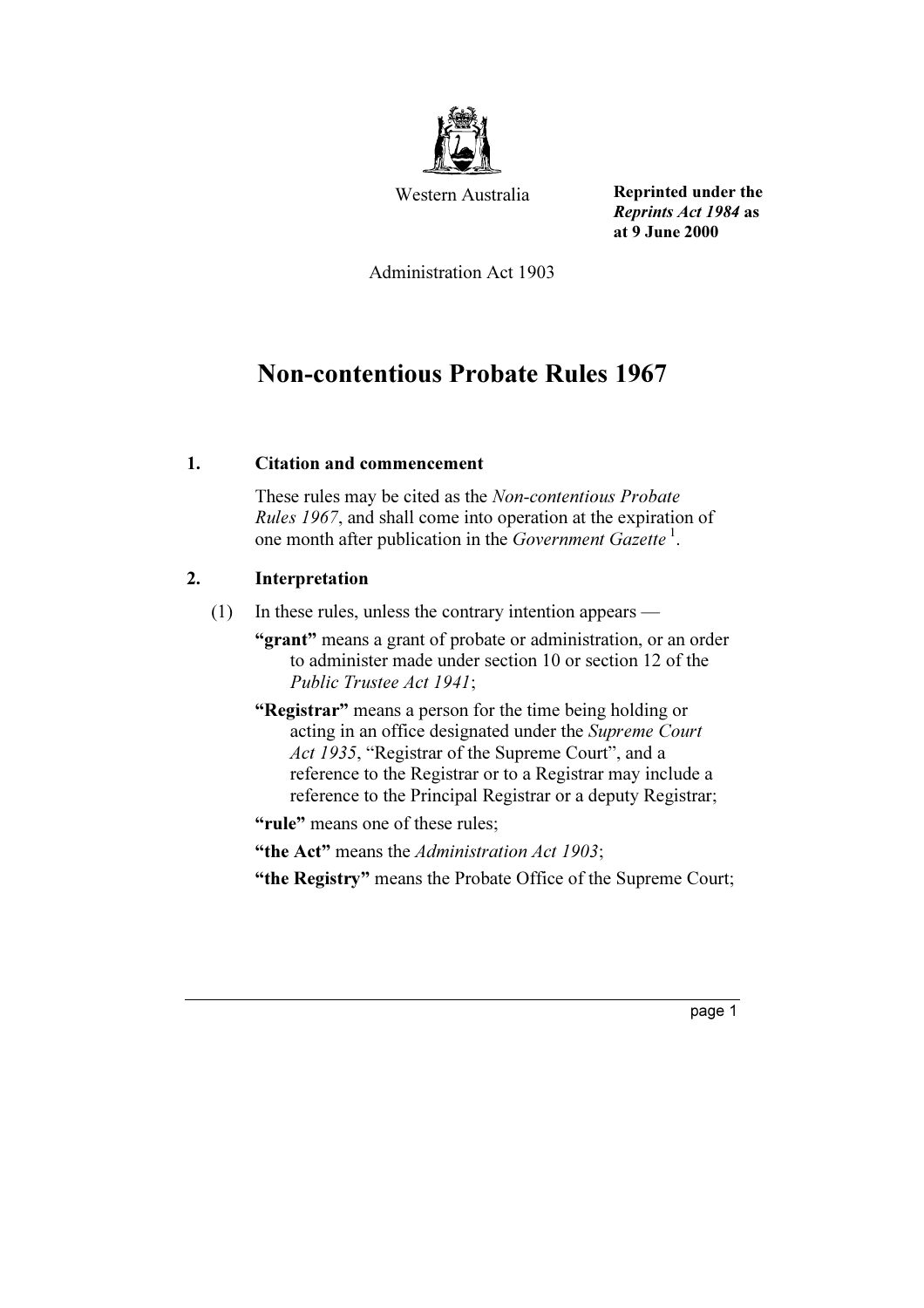Western Australia

**Reprinted under the *Reprints Act 1984* as at 9 June 2000**

Administration Act 1903

# Non-contentious Probate Rules 1967

## 1. Citation and commencement

These rules may be cited as the *Non-contentious Probate Rules 1967*, and shall come into operation at the expiration of one month after publication in the *Government Gazette* [1].

## 2. Interpretation

(1) In these rules, unless the contrary intention appears —

**"grant"** means a grant of probate or administration, or an order to administer made under section 10 or section 12 of the *Public Trustee Act 1941*;

**"Registrar"** means a person for the time being holding or acting in an office designated under the *Supreme Court Act 1935*, "Registrar of the Supreme Court", and a reference to the Registrar or to a Registrar may include a reference to the Principal Registrar or a deputy Registrar;

**"rule"** means one of these rules;

**"the Act"** means the *Administration Act 1903*;

**"the Registry"** means the Probate Office of the Supreme Court;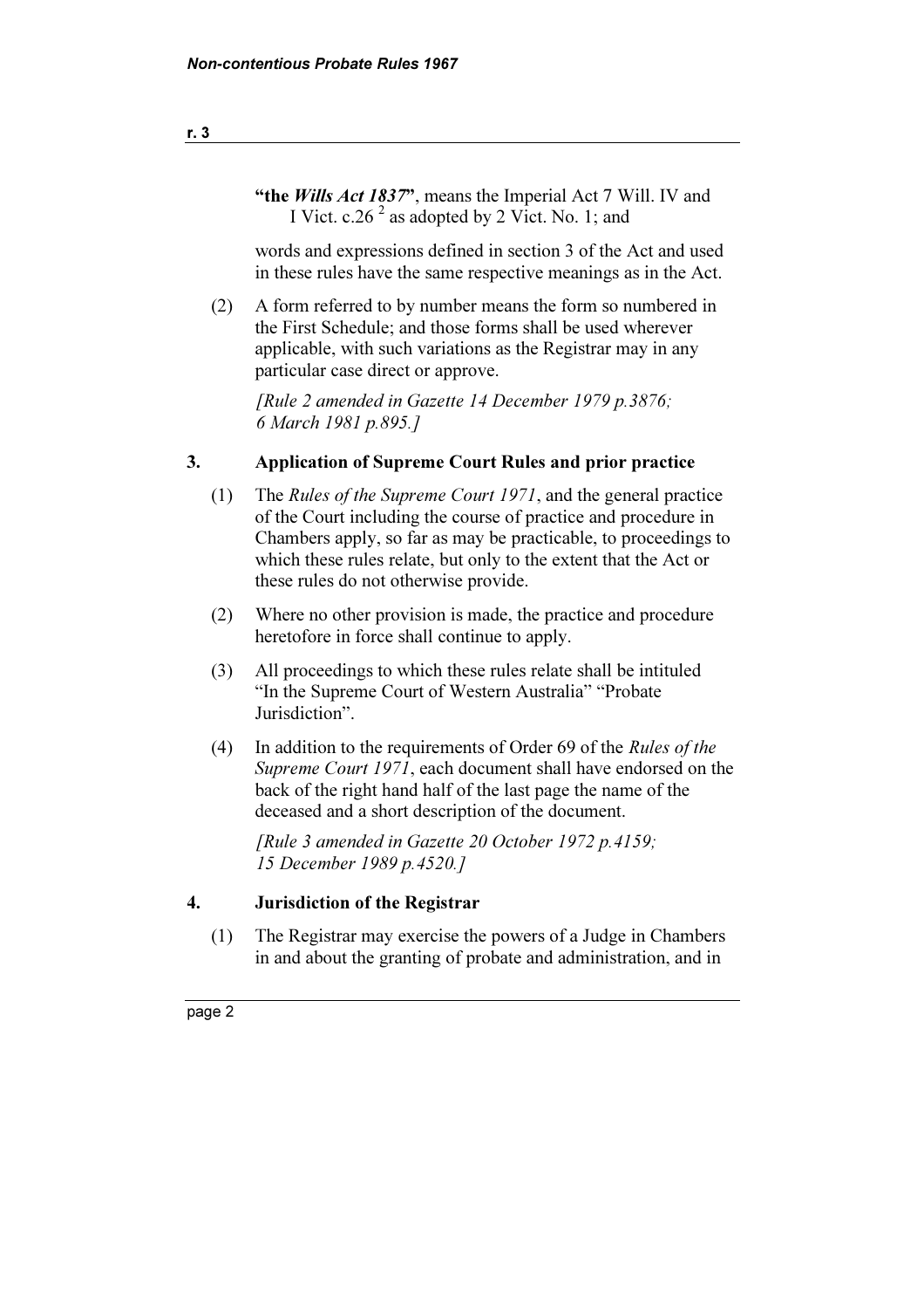**"the *Wills Act 1837*"**, means the Imperial Act 7 Will. IV and I Vict. c.26 [2] as adopted by 2 Vict. No. 1; and

words and expressions defined in section 3 of the Act and used in these rules have the same respective meanings as in the Act.

(2) A form referred to by number means the form so numbered in the First Schedule; and those forms shall be used wherever applicable, with such variations as the Registrar may in any particular case direct or approve.

*[Rule 2 amended in Gazette 14 December 1979 p.3876; 6 March 1981 p.895.]*

## 3. Application of Supreme Court Rules and prior practice

(1) The *Rules of the Supreme Court 1971*, and the general practice of the Court including the course of practice and procedure in Chambers apply, so far as may be practicable, to proceedings to which these rules relate, but only to the extent that the Act or these rules do not otherwise provide.

(2) Where no other provision is made, the practice and procedure heretofore in force shall continue to apply.

(3) All proceedings to which these rules relate shall be intituled "In the Supreme Court of Western Australia" "Probate Jurisdiction".

(4) In addition to the requirements of Order 69 of the *Rules of the Supreme Court 1971*, each document shall have endorsed on the back of the right hand half of the last page the name of the deceased and a short description of the document.

*[Rule 3 amended in Gazette 20 October 1972 p.4159; 15 December 1989 p.4520.]*

## 4. Jurisdiction of the Registrar

(1) The Registrar may exercise the powers of a Judge in Chambers in and about the granting of probate and administration, and in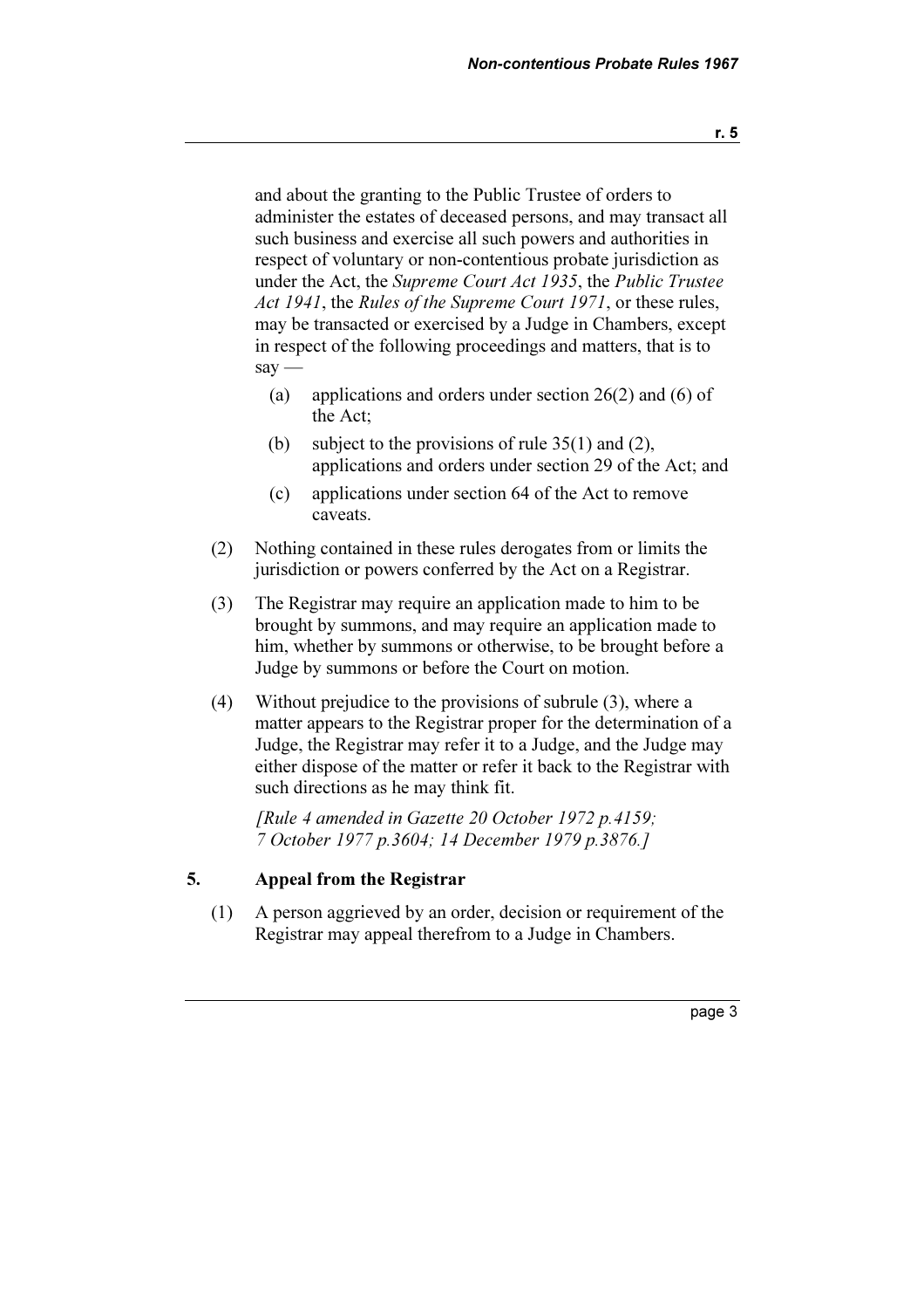and about the granting to the Public Trustee of orders to administer the estates of deceased persons, and may transact all such business and exercise all such powers and authorities in respect of voluntary or non-contentious probate jurisdiction as under the Act, the *Supreme Court Act 1935*, the *Public Trustee Act 1941*, the *Rules of the Supreme Court 1971*, or these rules, may be transacted or exercised by a Judge in Chambers, except in respect of the following proceedings and matters, that is to say —

(a) applications and orders under section 26(2) and (6) of the Act;

(b) subject to the provisions of rule 35(1) and (2), applications and orders under section 29 of the Act; and

(c) applications under section 64 of the Act to remove caveats.

(2) Nothing contained in these rules derogates from or limits the jurisdiction or powers conferred by the Act on a Registrar.

(3) The Registrar may require an application made to him to be brought by summons, and may require an application made to him, whether by summons or otherwise, to be brought before a Judge by summons or before the Court on motion.

(4) Without prejudice to the provisions of subrule (3), where a matter appears to the Registrar proper for the determination of a Judge, the Registrar may refer it to a Judge, and the Judge may either dispose of the matter or refer it back to the Registrar with such directions as he may think fit.

*[Rule 4 amended in Gazette 20 October 1972 p.4159; 7 October 1977 p.3604; 14 December 1979 p.3876.]*

## 5. Appeal from the Registrar

(1) A person aggrieved by an order, decision or requirement of the Registrar may appeal therefrom to a Judge in Chambers.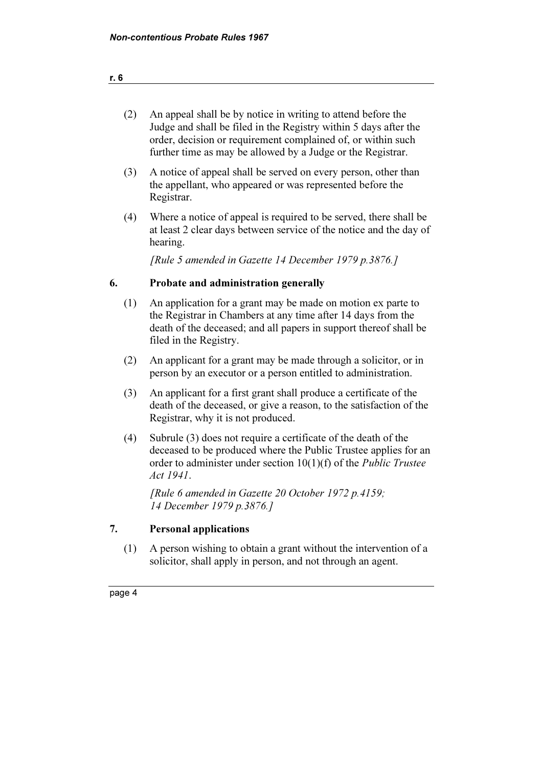(2) An appeal shall be by notice in writing to attend before the Judge and shall be filed in the Registry within 5 days after the order, decision or requirement complained of, or within such further time as may be allowed by a Judge or the Registrar.

(3) A notice of appeal shall be served on every person, other than the appellant, who appeared or was represented before the Registrar.

(4) Where a notice of appeal is required to be served, there shall be at least 2 clear days between service of the notice and the day of hearing.

*[Rule 5 amended in Gazette 14 December 1979 p.3876.]*

## 6. Probate and administration generally

(1) An application for a grant may be made on motion ex parte to the Registrar in Chambers at any time after 14 days from the death of the deceased; and all papers in support thereof shall be filed in the Registry.

(2) An applicant for a grant may be made through a solicitor, or in person by an executor or a person entitled to administration.

(3) An applicant for a first grant shall produce a certificate of the death of the deceased, or give a reason, to the satisfaction of the Registrar, why it is not produced.

(4) Subrule (3) does not require a certificate of the death of the deceased to be produced where the Public Trustee applies for an order to administer under section 10(1)(f) of the *Public Trustee Act 1941*.

*[Rule 6 amended in Gazette 20 October 1972 p.4159; 14 December 1979 p.3876.]*

## 7. Personal applications

(1) A person wishing to obtain a grant without the intervention of a solicitor, shall apply in person, and not through an agent.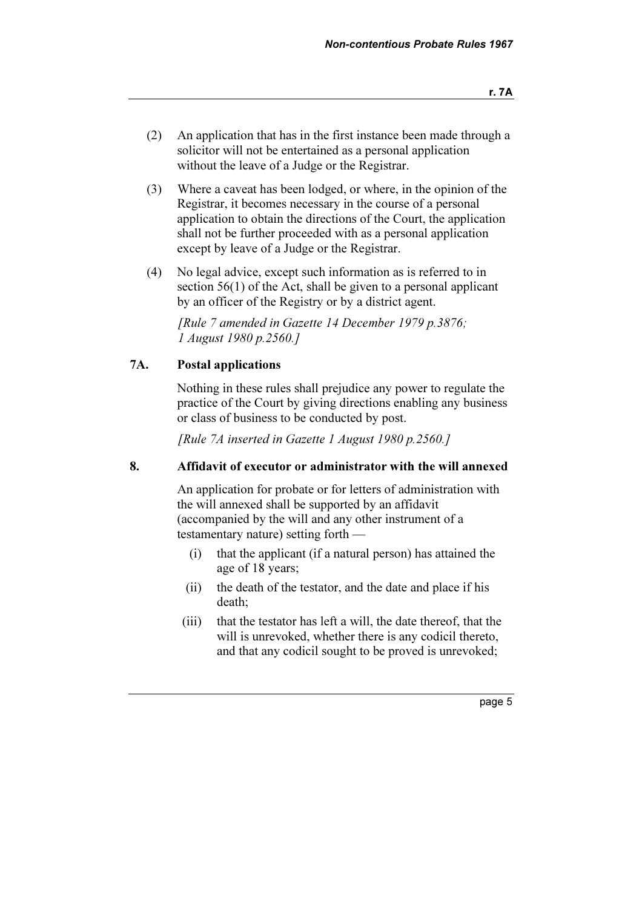(2) An application that has in the first instance been made through a solicitor will not be entertained as a personal application without the leave of a Judge or the Registrar.

(3) Where a caveat has been lodged, or where, in the opinion of the Registrar, it becomes necessary in the course of a personal application to obtain the directions of the Court, the application shall not be further proceeded with as a personal application except by leave of a Judge or the Registrar.

(4) No legal advice, except such information as is referred to in section 56(1) of the Act, shall be given to a personal applicant by an officer of the Registry or by a district agent.

*[Rule 7 amended in Gazette 14 December 1979 p.3876; 1 August 1980 p.2560.]*

## 7A. Postal applications

Nothing in these rules shall prejudice any power to regulate the practice of the Court by giving directions enabling any business or class of business to be conducted by post.

*[Rule 7A inserted in Gazette 1 August 1980 p.2560.]*

## 8. Affidavit of executor or administrator with the will annexed

An application for probate or for letters of administration with the will annexed shall be supported by an affidavit (accompanied by the will and any other instrument of a testamentary nature) setting forth —

(i) that the applicant (if a natural person) has attained the age of 18 years;

(ii) the death of the testator, and the date and place if his death;

(iii) that the testator has left a will, the date thereof, that the will is unrevoked, whether there is any codicil thereto, and that any codicil sought to be proved is unrevoked;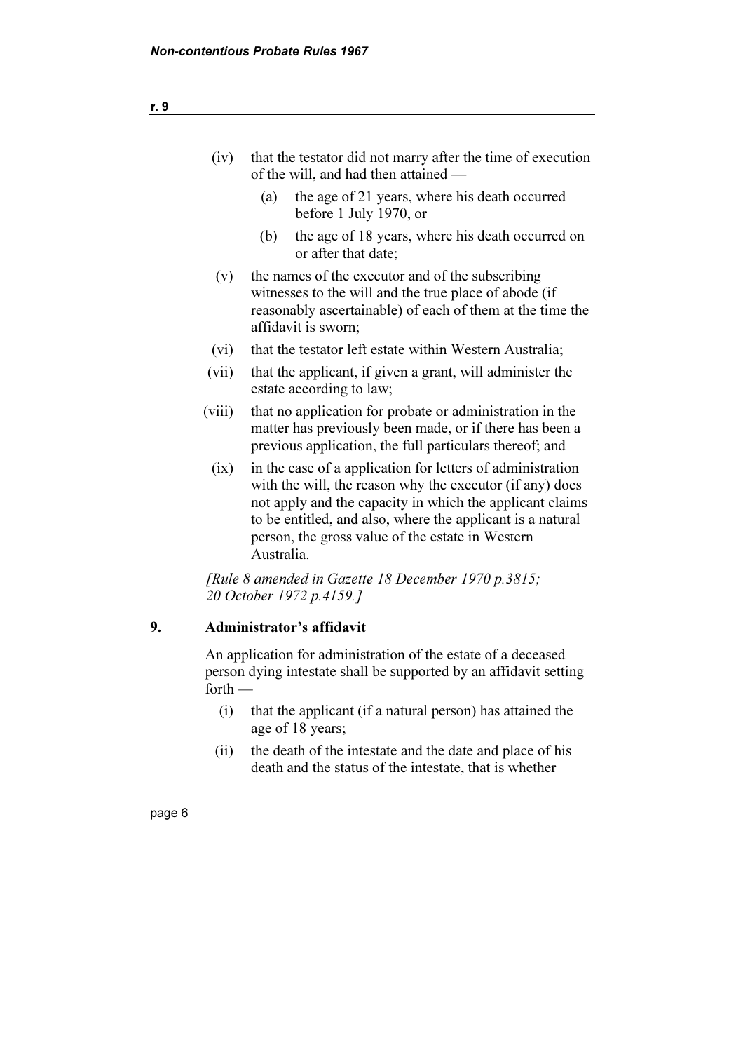(iv) that the testator did not marry after the time of execution of the will, and had then attained —

(a) the age of 21 years, where his death occurred before 1 July 1970, or

(b) the age of 18 years, where his death occurred on or after that date;

(v) the names of the executor and of the subscribing witnesses to the will and the true place of abode (if reasonably ascertainable) of each of them at the time the affidavit is sworn;

(vi) that the testator left estate within Western Australia;

(vii) that the applicant, if given a grant, will administer the estate according to law;

(viii) that no application for probate or administration in the matter has previously been made, or if there has been a previous application, the full particulars thereof; and

(ix) in the case of a application for letters of administration with the will, the reason why the executor (if any) does not apply and the capacity in which the applicant claims to be entitled, and also, where the applicant is a natural person, the gross value of the estate in Western Australia.

*[Rule 8 amended in Gazette 18 December 1970 p.3815; 20 October 1972 p.4159.]*

## 9. Administrator's affidavit

An application for administration of the estate of a deceased person dying intestate shall be supported by an affidavit setting forth —

(i) that the applicant (if a natural person) has attained the age of 18 years;

(ii) the death of the intestate and the date and place of his death and the status of the intestate, that is whether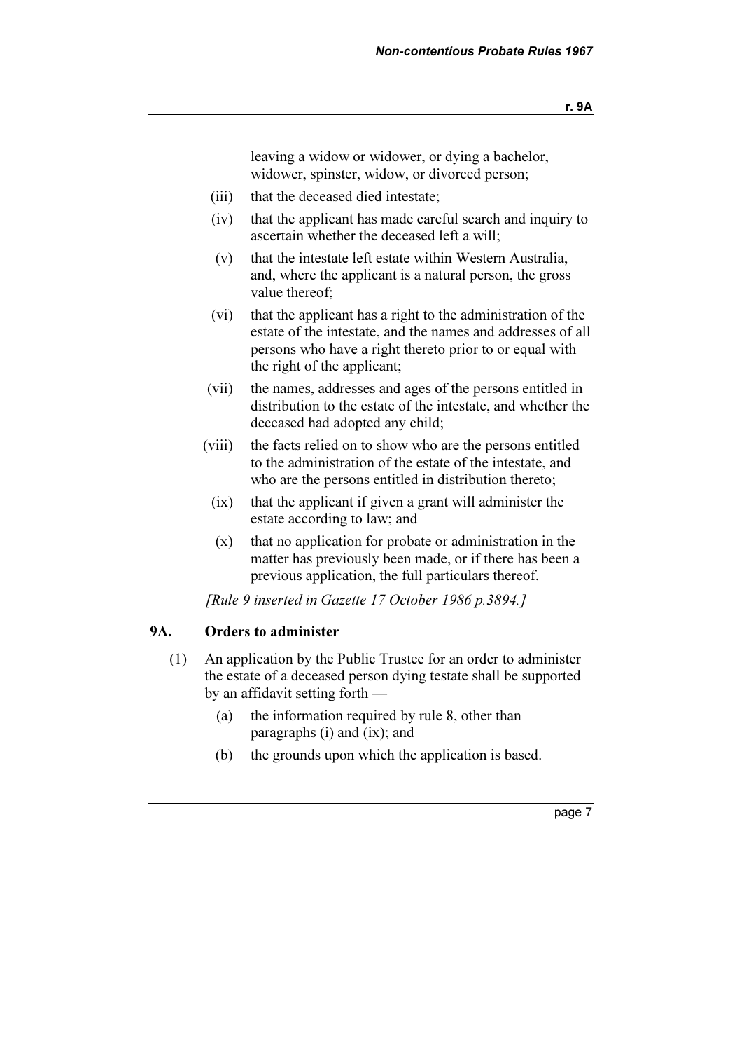leaving a widow or widower, or dying a bachelor, widower, spinster, widow, or divorced person;

(iii) that the deceased died intestate;

(iv) that the applicant has made careful search and inquiry to ascertain whether the deceased left a will;

(v) that the intestate left estate within Western Australia, and, where the applicant is a natural person, the gross value thereof;

(vi) that the applicant has a right to the administration of the estate of the intestate, and the names and addresses of all persons who have a right thereto prior to or equal with the right of the applicant;

(vii) the names, addresses and ages of the persons entitled in distribution to the estate of the intestate, and whether the deceased had adopted any child;

(viii) the facts relied on to show who are the persons entitled to the administration of the estate of the intestate, and who are the persons entitled in distribution thereto;

(ix) that the applicant if given a grant will administer the estate according to law; and

(x) that no application for probate or administration in the matter has previously been made, or if there has been a previous application, the full particulars thereof.

*[Rule 9 inserted in Gazette 17 October 1986 p.3894.]*

### 9A. Orders to administer

(1) An application by the Public Trustee for an order to administer the estate of a deceased person dying testate shall be supported by an affidavit setting forth —

(a) the information required by rule 8, other than paragraphs (i) and (ix); and

(b) the grounds upon which the application is based.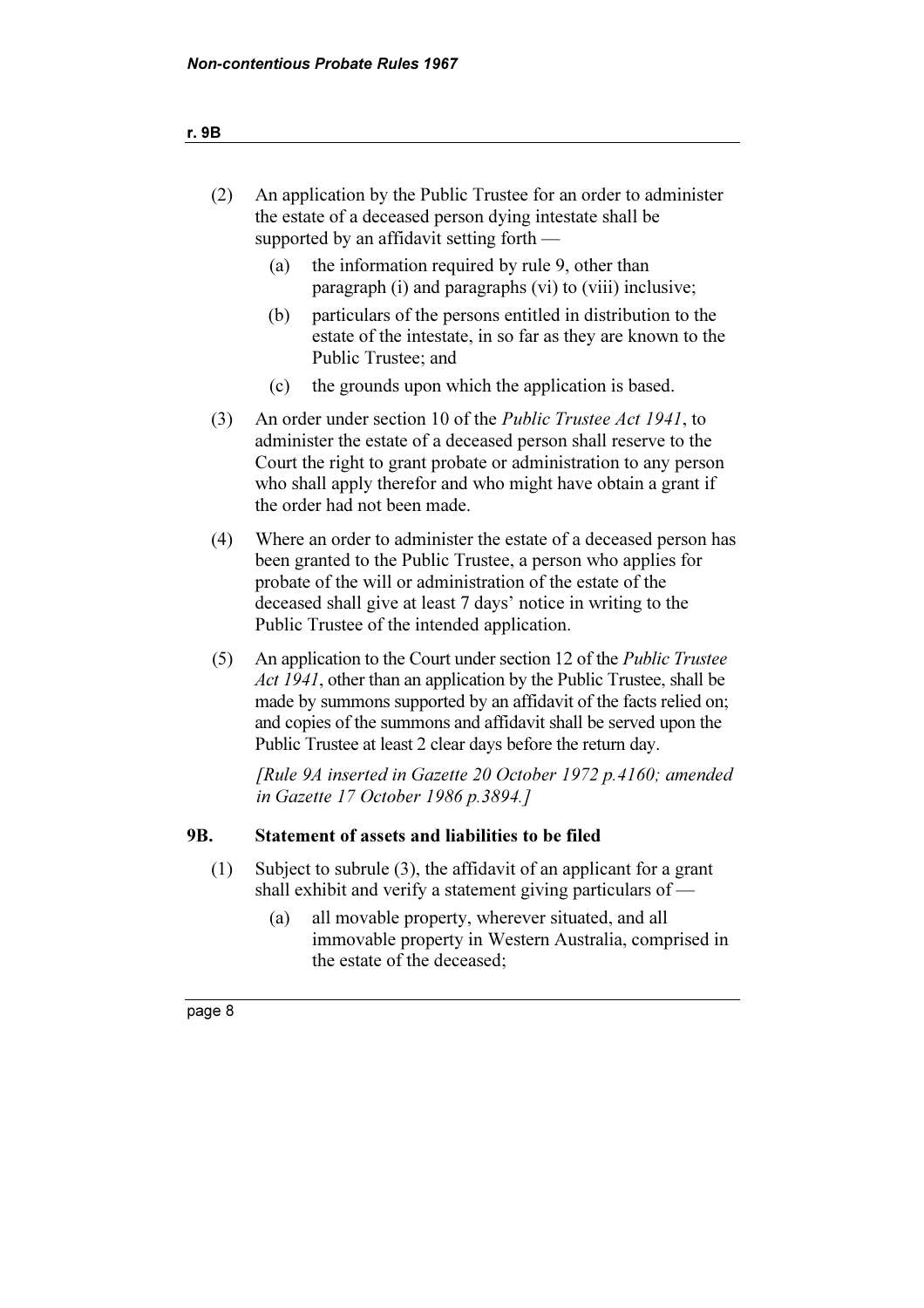(2) An application by the Public Trustee for an order to administer the estate of a deceased person dying intestate shall be supported by an affidavit setting forth —

  (a) the information required by rule 9, other than paragraph (i) and paragraphs (vi) to (viii) inclusive;

  (b) particulars of the persons entitled in distribution to the estate of the intestate, in so far as they are known to the Public Trustee; and

  (c) the grounds upon which the application is based.

(3) An order under section 10 of the *Public Trustee Act 1941*, to administer the estate of a deceased person shall reserve to the Court the right to grant probate or administration to any person who shall apply therefor and who might have obtain a grant if the order had not been made.

(4) Where an order to administer the estate of a deceased person has been granted to the Public Trustee, a person who applies for probate of the will or administration of the estate of the deceased shall give at least 7 days' notice in writing to the Public Trustee of the intended application.

(5) An application to the Court under section 12 of the *Public Trustee Act 1941*, other than an application by the Public Trustee, shall be made by summons supported by an affidavit of the facts relied on; and copies of the summons and affidavit shall be served upon the Public Trustee at least 2 clear days before the return day.

*[Rule 9A inserted in Gazette 20 October 1972 p.4160; amended in Gazette 17 October 1986 p.3894.]*

### 9B. Statement of assets and liabilities to be filed

(1) Subject to subrule (3), the affidavit of an applicant for a grant shall exhibit and verify a statement giving particulars of —

  (a) all movable property, wherever situated, and all immovable property in Western Australia, comprised in the estate of the deceased;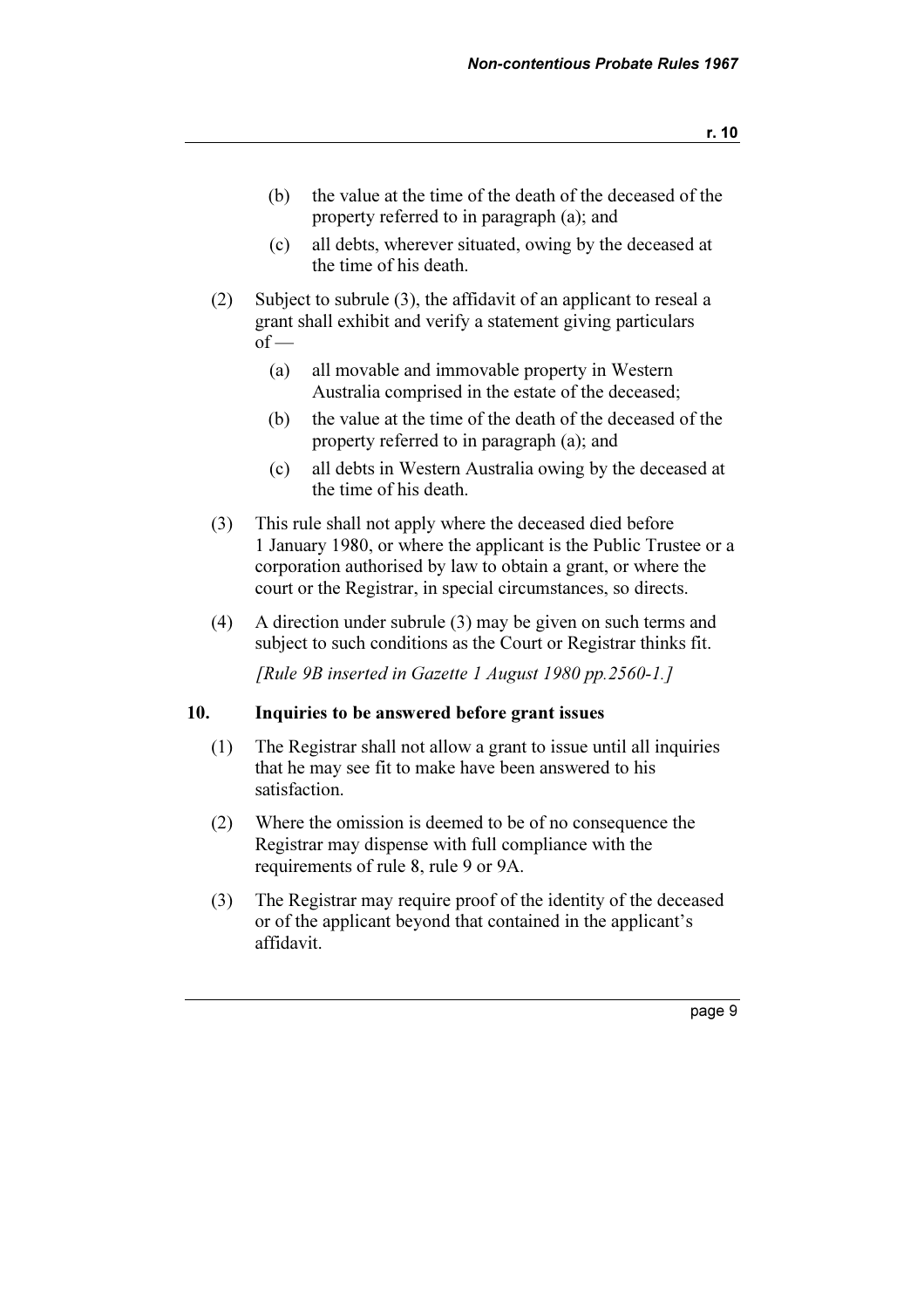(b) the value at the time of the death of the deceased of the property referred to in paragraph (a); and

(c) all debts, wherever situated, owing by the deceased at the time of his death.

(2) Subject to subrule (3), the affidavit of an applicant to reseal a grant shall exhibit and verify a statement giving particulars of —

(a) all movable and immovable property in Western Australia comprised in the estate of the deceased;

(b) the value at the time of the death of the deceased of the property referred to in paragraph (a); and

(c) all debts in Western Australia owing by the deceased at the time of his death.

(3) This rule shall not apply where the deceased died before 1 January 1980, or where the applicant is the Public Trustee or a corporation authorised by law to obtain a grant, or where the court or the Registrar, in special circumstances, so directs.

(4) A direction under subrule (3) may be given on such terms and subject to such conditions as the Court or Registrar thinks fit.

*[Rule 9B inserted in Gazette 1 August 1980 pp.2560-1.]*

## 10. Inquiries to be answered before grant issues

(1) The Registrar shall not allow a grant to issue until all inquiries that he may see fit to make have been answered to his satisfaction.

(2) Where the omission is deemed to be of no consequence the Registrar may dispense with full compliance with the requirements of rule 8, rule 9 or 9A.

(3) The Registrar may require proof of the identity of the deceased or of the applicant beyond that contained in the applicant's affidavit.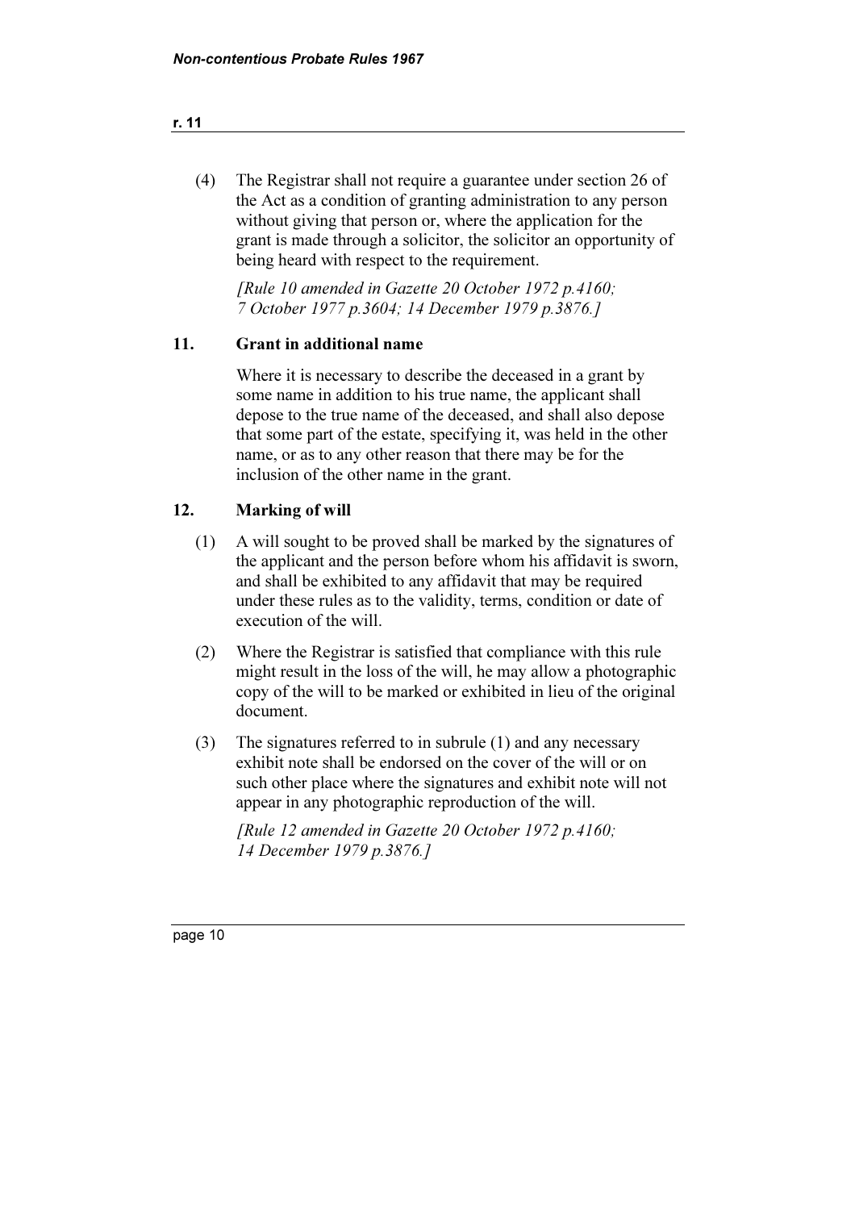(4) The Registrar shall not require a guarantee under section 26 of the Act as a condition of granting administration to any person without giving that person or, where the application for the grant is made through a solicitor, the solicitor an opportunity of being heard with respect to the requirement.

*[Rule 10 amended in Gazette 20 October 1972 p.4160; 7 October 1977 p.3604; 14 December 1979 p.3876.]*

## 11. Grant in additional name

Where it is necessary to describe the deceased in a grant by some name in addition to his true name, the applicant shall depose to the true name of the deceased, and shall also depose that some part of the estate, specifying it, was held in the other name, or as to any other reason that there may be for the inclusion of the other name in the grant.

## 12. Marking of will

(1) A will sought to be proved shall be marked by the signatures of the applicant and the person before whom his affidavit is sworn, and shall be exhibited to any affidavit that may be required under these rules as to the validity, terms, condition or date of execution of the will.

(2) Where the Registrar is satisfied that compliance with this rule might result in the loss of the will, he may allow a photographic copy of the will to be marked or exhibited in lieu of the original document.

(3) The signatures referred to in subrule (1) and any necessary exhibit note shall be endorsed on the cover of the will or on such other place where the signatures and exhibit note will not appear in any photographic reproduction of the will.

*[Rule 12 amended in Gazette 20 October 1972 p.4160; 14 December 1979 p.3876.]*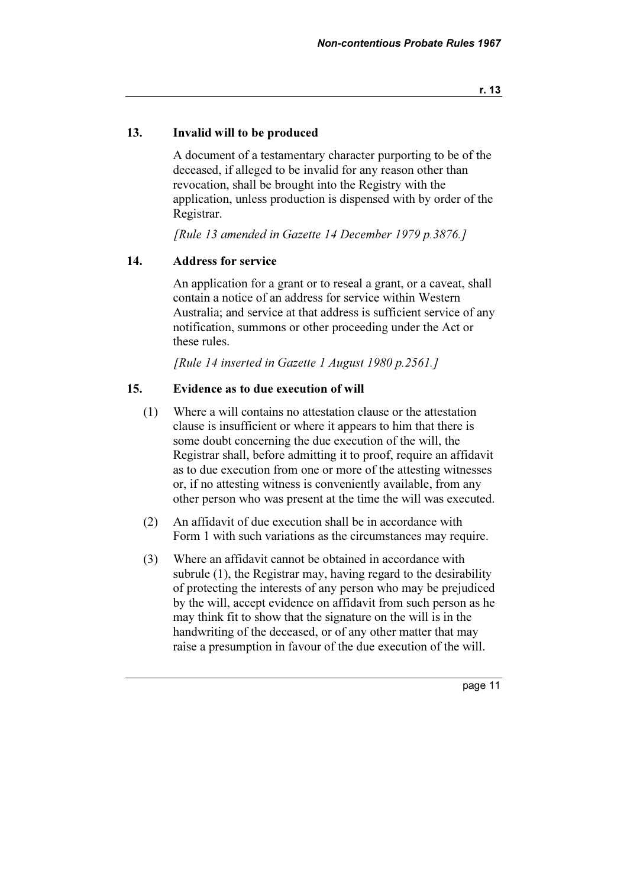## 13. Invalid will to be produced

A document of a testamentary character purporting to be of the deceased, if alleged to be invalid for any reason other than revocation, shall be brought into the Registry with the application, unless production is dispensed with by order of the Registrar.

*[Rule 13 amended in Gazette 14 December 1979 p.3876.]*

## 14. Address for service

An application for a grant or to reseal a grant, or a caveat, shall contain a notice of an address for service within Western Australia; and service at that address is sufficient service of any notification, summons or other proceeding under the Act or these rules.

*[Rule 14 inserted in Gazette 1 August 1980 p.2561.]*

## 15. Evidence as to due execution of will

(1) Where a will contains no attestation clause or the attestation clause is insufficient or where it appears to him that there is some doubt concerning the due execution of the will, the Registrar shall, before admitting it to proof, require an affidavit as to due execution from one or more of the attesting witnesses or, if no attesting witness is conveniently available, from any other person who was present at the time the will was executed.

(2) An affidavit of due execution shall be in accordance with Form 1 with such variations as the circumstances may require.

(3) Where an affidavit cannot be obtained in accordance with subrule (1), the Registrar may, having regard to the desirability of protecting the interests of any person who may be prejudiced by the will, accept evidence on affidavit from such person as he may think fit to show that the signature on the will is in the handwriting of the deceased, or of any other matter that may raise a presumption in favour of the due execution of the will.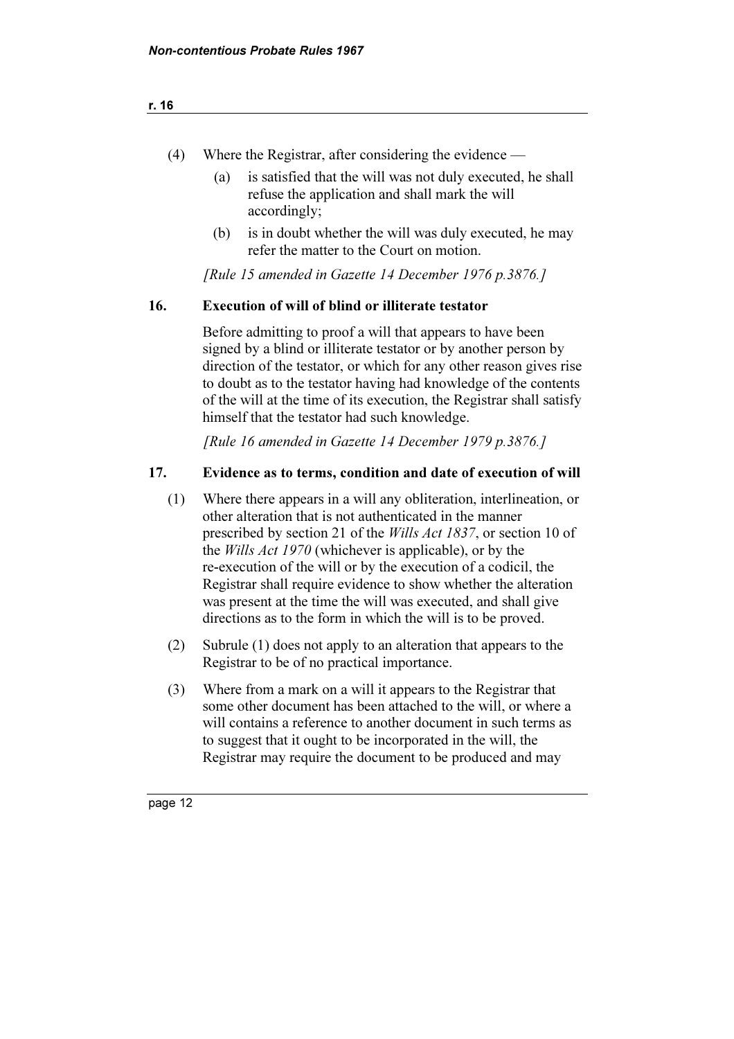(4) Where the Registrar, after considering the evidence —

  (a) is satisfied that the will was not duly executed, he shall refuse the application and shall mark the will accordingly;

  (b) is in doubt whether the will was duly executed, he may refer the matter to the Court on motion.

*[Rule 15 amended in Gazette 14 December 1976 p.3876.]*

## 16. Execution of will of blind or illiterate testator

Before admitting to proof a will that appears to have been signed by a blind or illiterate testator or by another person by direction of the testator, or which for any other reason gives rise to doubt as to the testator having had knowledge of the contents of the will at the time of its execution, the Registrar shall satisfy himself that the testator had such knowledge.

*[Rule 16 amended in Gazette 14 December 1979 p.3876.]*

## 17. Evidence as to terms, condition and date of execution of will

(1) Where there appears in a will any obliteration, interlineation, or other alteration that is not authenticated in the manner prescribed by section 21 of the *Wills Act 1837*, or section 10 of the *Wills Act 1970* (whichever is applicable), or by the re-execution of the will or by the execution of a codicil, the Registrar shall require evidence to show whether the alteration was present at the time the will was executed, and shall give directions as to the form in which the will is to be proved.

(2) Subrule (1) does not apply to an alteration that appears to the Registrar to be of no practical importance.

(3) Where from a mark on a will it appears to the Registrar that some other document has been attached to the will, or where a will contains a reference to another document in such terms as to suggest that it ought to be incorporated in the will, the Registrar may require the document to be produced and may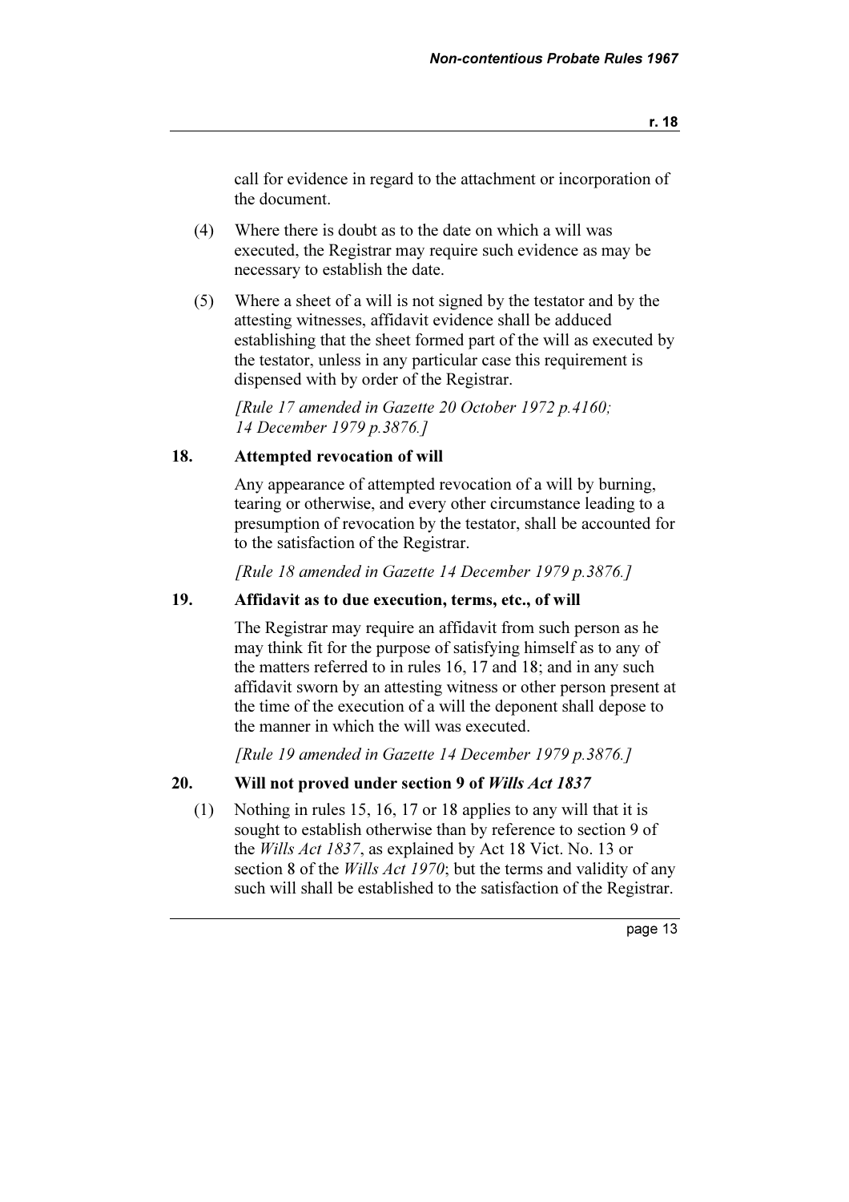call for evidence in regard to the attachment or incorporation of the document.

(4) Where there is doubt as to the date on which a will was executed, the Registrar may require such evidence as may be necessary to establish the date.

(5) Where a sheet of a will is not signed by the testator and by the attesting witnesses, affidavit evidence shall be adduced establishing that the sheet formed part of the will as executed by the testator, unless in any particular case this requirement is dispensed with by order of the Registrar.

*[Rule 17 amended in Gazette 20 October 1972 p.4160; 14 December 1979 p.3876.]*

### 18. Attempted revocation of will

Any appearance of attempted revocation of a will by burning, tearing or otherwise, and every other circumstance leading to a presumption of revocation by the testator, shall be accounted for to the satisfaction of the Registrar.

*[Rule 18 amended in Gazette 14 December 1979 p.3876.]*

### 19. Affidavit as to due execution, terms, etc., of will

The Registrar may require an affidavit from such person as he may think fit for the purpose of satisfying himself as to any of the matters referred to in rules 16, 17 and 18; and in any such affidavit sworn by an attesting witness or other person present at the time of the execution of a will the deponent shall depose to the manner in which the will was executed.

*[Rule 19 amended in Gazette 14 December 1979 p.3876.]*

### 20. Will not proved under section 9 of *Wills Act 1837*

(1) Nothing in rules 15, 16, 17 or 18 applies to any will that it is sought to establish otherwise than by reference to section 9 of the *Wills Act 1837*, as explained by Act 18 Vict. No. 13 or section 8 of the *Wills Act 1970*; but the terms and validity of any such will shall be established to the satisfaction of the Registrar.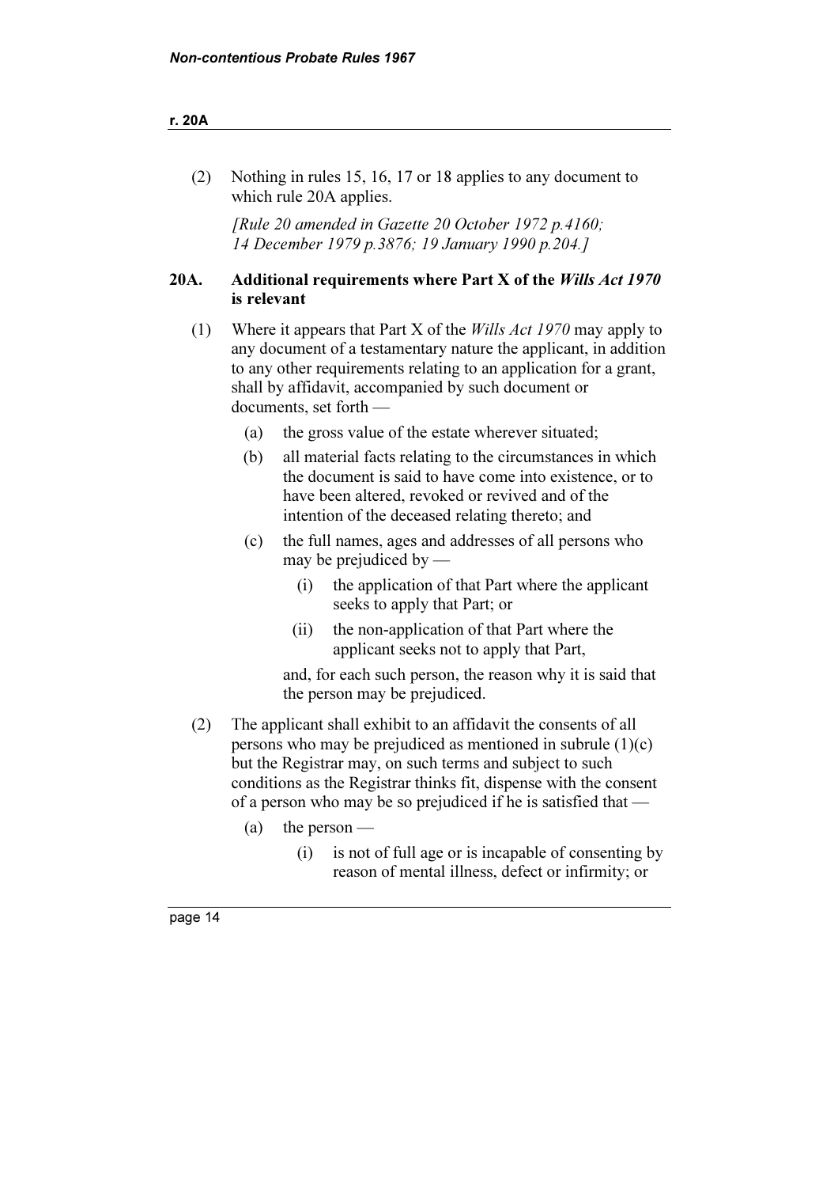(2) Nothing in rules 15, 16, 17 or 18 applies to any document to which rule 20A applies.

*[Rule 20 amended in Gazette 20 October 1972 p.4160; 14 December 1979 p.3876; 19 January 1990 p.204.]*

## 20A. Additional requirements where Part X of the *Wills Act 1970* is relevant

(1) Where it appears that Part X of the *Wills Act 1970* may apply to any document of a testamentary nature the applicant, in addition to any other requirements relating to an application for a grant, shall by affidavit, accompanied by such document or documents, set forth —

- (a) the gross value of the estate wherever situated;
- (b) all material facts relating to the circumstances in which the document is said to have come into existence, or to have been altered, revoked or revived and of the intention of the deceased relating thereto; and
- (c) the full names, ages and addresses of all persons who may be prejudiced by —
  - (i) the application of that Part where the applicant seeks to apply that Part; or
  - (ii) the non-application of that Part where the applicant seeks not to apply that Part,

  and, for each such person, the reason why it is said that the person may be prejudiced.

(2) The applicant shall exhibit to an affidavit the consents of all persons who may be prejudiced as mentioned in subrule (1)(c) but the Registrar may, on such terms and subject to such conditions as the Registrar thinks fit, dispense with the consent of a person who may be so prejudiced if he is satisfied that —

- (a) the person —
  - (i) is not of full age or is incapable of consenting by reason of mental illness, defect or infirmity; or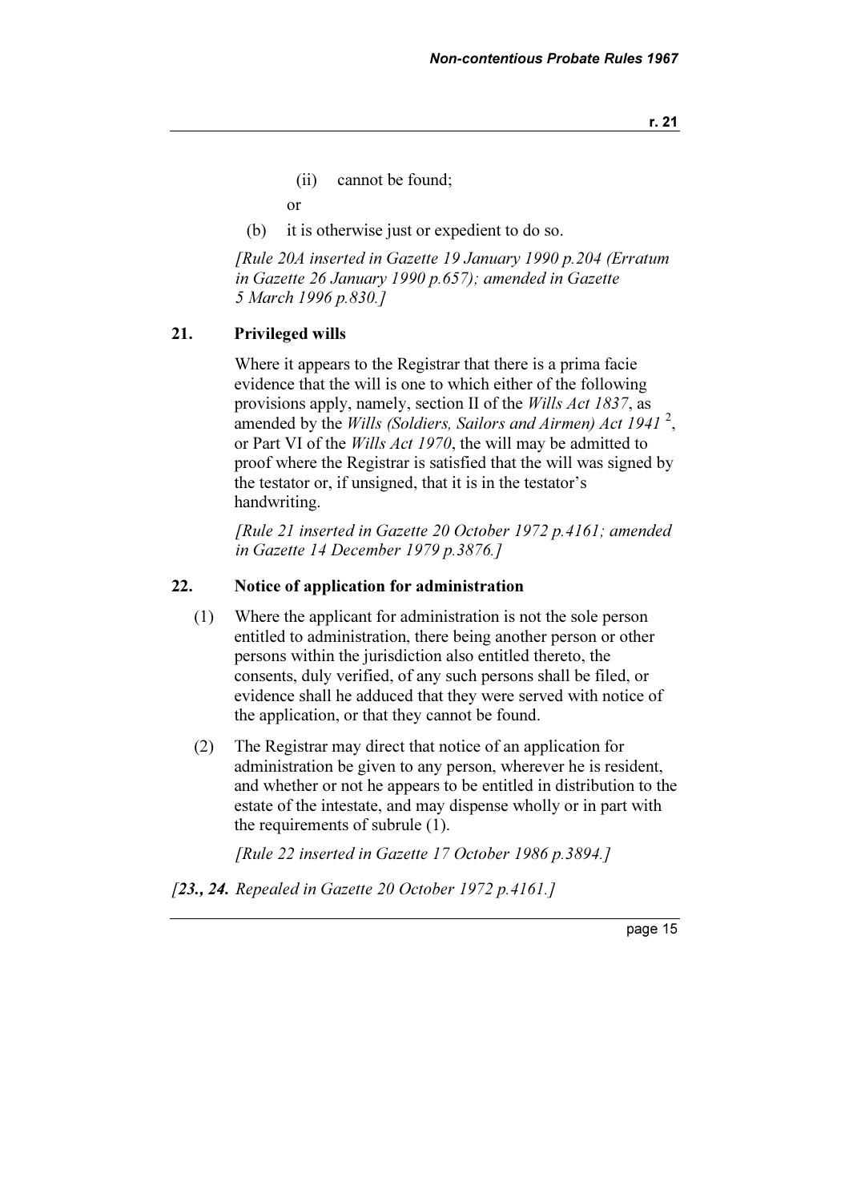(ii) cannot be found;

or

(b) it is otherwise just or expedient to do so.

*[Rule 20A inserted in Gazette 19 January 1990 p.204 (Erratum in Gazette 26 January 1990 p.657); amended in Gazette 5 March 1996 p.830.]*

## 21. Privileged wills

Where it appears to the Registrar that there is a prima facie evidence that the will is one to which either of the following provisions apply, namely, section II of the *Wills Act 1837*, as amended by the *Wills (Soldiers, Sailors and Airmen) Act 1941* [2], or Part VI of the *Wills Act 1970*, the will may be admitted to proof where the Registrar is satisfied that the will was signed by the testator or, if unsigned, that it is in the testator's handwriting.

*[Rule 21 inserted in Gazette 20 October 1972 p.4161; amended in Gazette 14 December 1979 p.3876.]*

## 22. Notice of application for administration

(1) Where the applicant for administration is not the sole person entitled to administration, there being another person or other persons within the jurisdiction also entitled thereto, the consents, duly verified, of any such persons shall be filed, or evidence shall he adduced that they were served with notice of the application, or that they cannot be found.

(2) The Registrar may direct that notice of an application for administration be given to any person, wherever he is resident, and whether or not he appears to be entitled in distribution to the estate of the intestate, and may dispense wholly or in part with the requirements of subrule (1).

*[Rule 22 inserted in Gazette 17 October 1986 p.3894.]*

*[**23., 24.** Repealed in Gazette 20 October 1972 p.4161.]*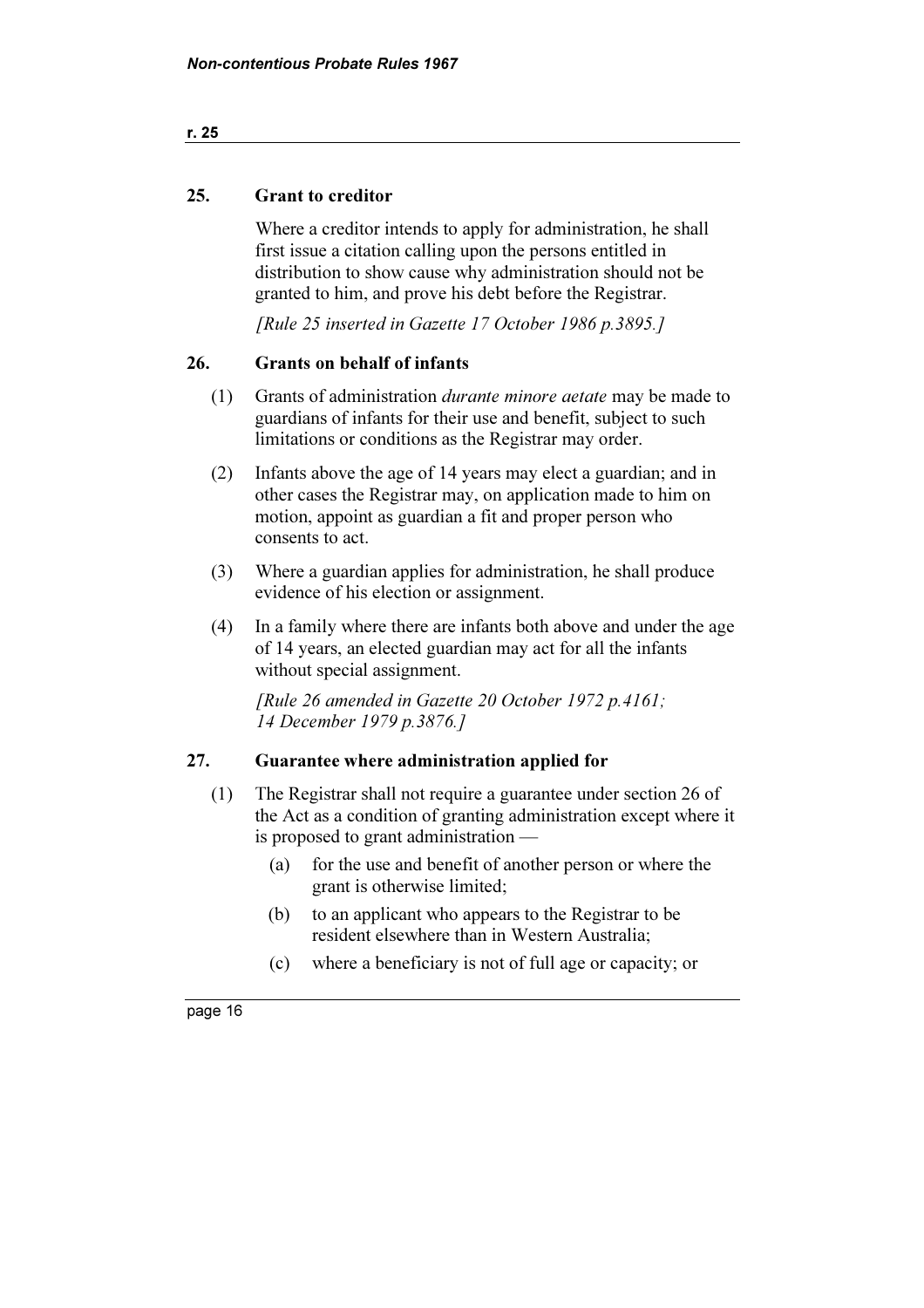## 25. Grant to creditor

Where a creditor intends to apply for administration, he shall first issue a citation calling upon the persons entitled in distribution to show cause why administration should not be granted to him, and prove his debt before the Registrar.

*[Rule 25 inserted in Gazette 17 October 1986 p.3895.]*

## 26. Grants on behalf of infants

(1) Grants of administration *durante minore aetate* may be made to guardians of infants for their use and benefit, subject to such limitations or conditions as the Registrar may order.

(2) Infants above the age of 14 years may elect a guardian; and in other cases the Registrar may, on application made to him on motion, appoint as guardian a fit and proper person who consents to act.

(3) Where a guardian applies for administration, he shall produce evidence of his election or assignment.

(4) In a family where there are infants both above and under the age of 14 years, an elected guardian may act for all the infants without special assignment.

*[Rule 26 amended in Gazette 20 October 1972 p.4161; 14 December 1979 p.3876.]*

## 27. Guarantee where administration applied for

(1) The Registrar shall not require a guarantee under section 26 of the Act as a condition of granting administration except where it is proposed to grant administration —

(a) for the use and benefit of another person or where the grant is otherwise limited;

(b) to an applicant who appears to the Registrar to be resident elsewhere than in Western Australia;

(c) where a beneficiary is not of full age or capacity; or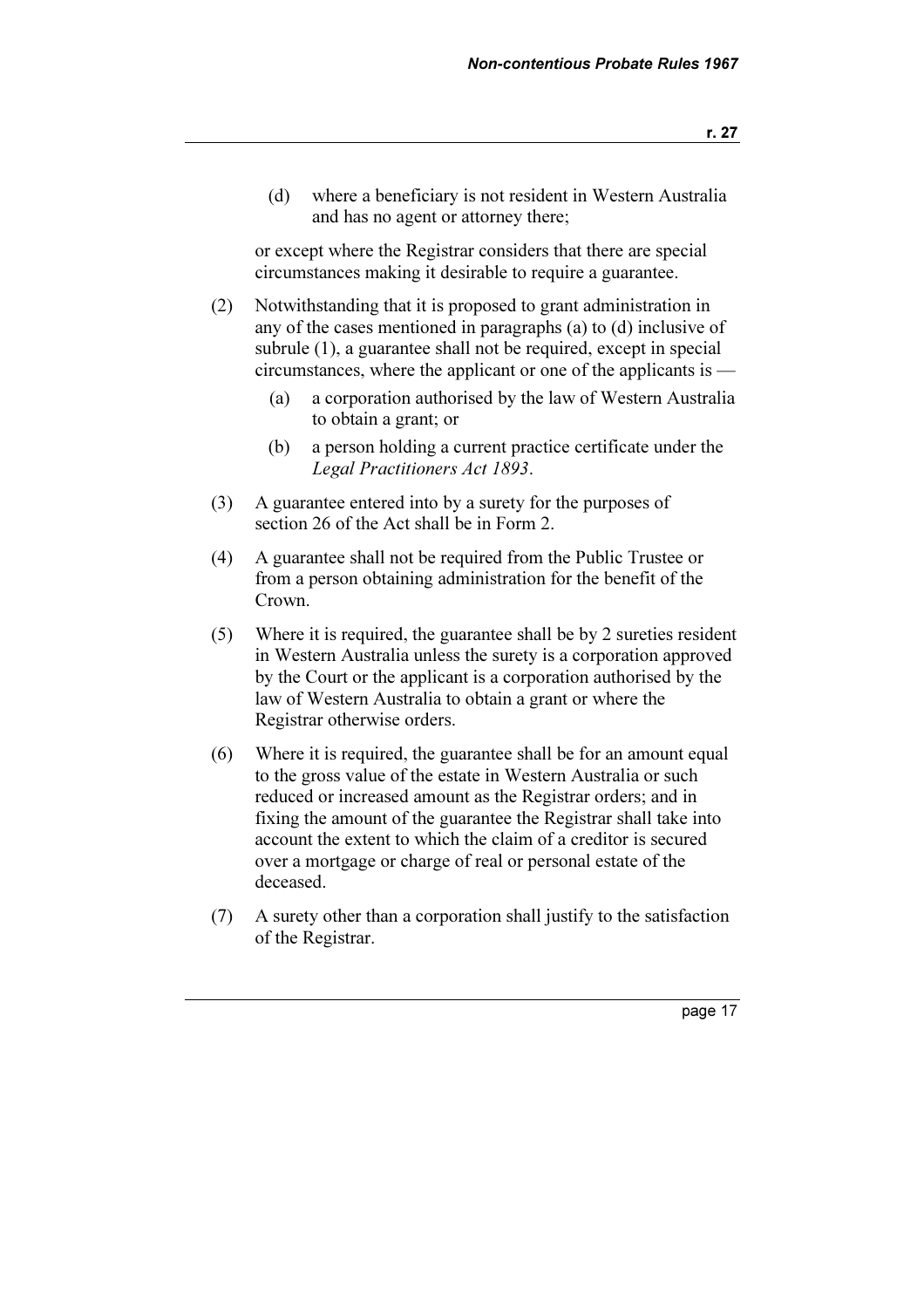(d) where a beneficiary is not resident in Western Australia and has no agent or attorney there;

or except where the Registrar considers that there are special circumstances making it desirable to require a guarantee.

(2) Notwithstanding that it is proposed to grant administration in any of the cases mentioned in paragraphs (a) to (d) inclusive of subrule (1), a guarantee shall not be required, except in special circumstances, where the applicant or one of the applicants is —

(a) a corporation authorised by the law of Western Australia to obtain a grant; or

(b) a person holding a current practice certificate under the *Legal Practitioners Act 1893*.

(3) A guarantee entered into by a surety for the purposes of section 26 of the Act shall be in Form 2.

(4) A guarantee shall not be required from the Public Trustee or from a person obtaining administration for the benefit of the Crown.

(5) Where it is required, the guarantee shall be by 2 sureties resident in Western Australia unless the surety is a corporation approved by the Court or the applicant is a corporation authorised by the law of Western Australia to obtain a grant or where the Registrar otherwise orders.

(6) Where it is required, the guarantee shall be for an amount equal to the gross value of the estate in Western Australia or such reduced or increased amount as the Registrar orders; and in fixing the amount of the guarantee the Registrar shall take into account the extent to which the claim of a creditor is secured over a mortgage or charge of real or personal estate of the deceased.

(7) A surety other than a corporation shall justify to the satisfaction of the Registrar.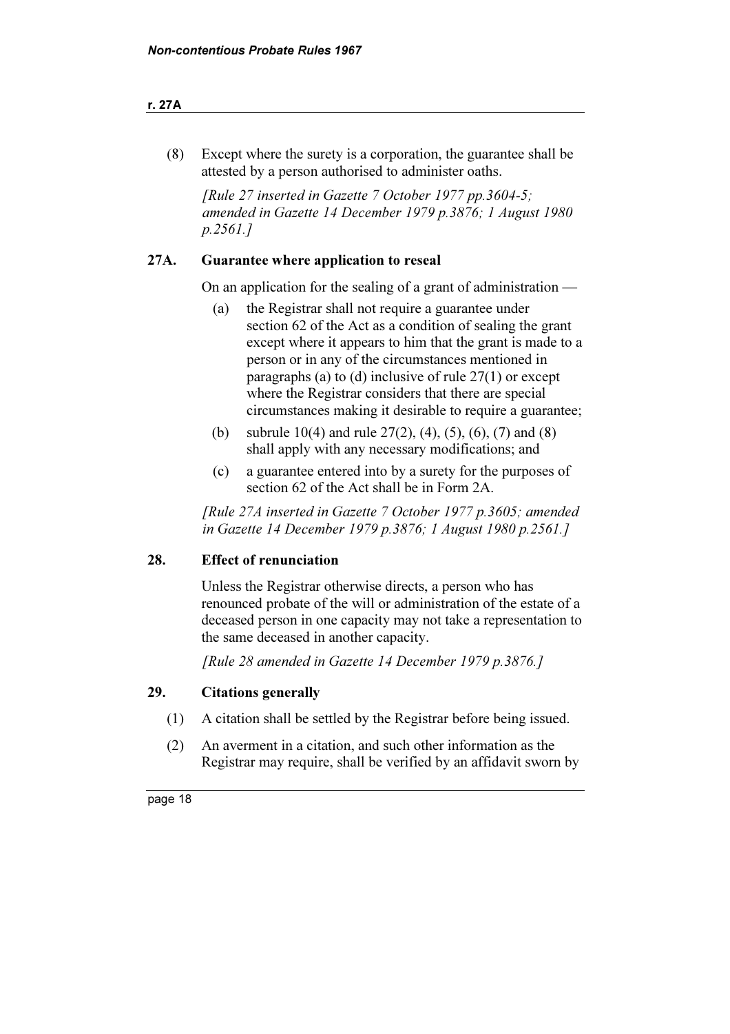(8) Except where the surety is a corporation, the guarantee shall be attested by a person authorised to administer oaths.

*[Rule 27 inserted in Gazette 7 October 1977 pp.3604-5; amended in Gazette 14 December 1979 p.3876; 1 August 1980 p.2561.]*

### 27A. Guarantee where application to reseal

On an application for the sealing of a grant of administration —

(a) the Registrar shall not require a guarantee under section 62 of the Act as a condition of sealing the grant except where it appears to him that the grant is made to a person or in any of the circumstances mentioned in paragraphs (a) to (d) inclusive of rule 27(1) or except where the Registrar considers that there are special circumstances making it desirable to require a guarantee;

(b) subrule 10(4) and rule 27(2), (4), (5), (6), (7) and (8) shall apply with any necessary modifications; and

(c) a guarantee entered into by a surety for the purposes of section 62 of the Act shall be in Form 2A.

*[Rule 27A inserted in Gazette 7 October 1977 p.3605; amended in Gazette 14 December 1979 p.3876; 1 August 1980 p.2561.]*

### 28. Effect of renunciation

Unless the Registrar otherwise directs, a person who has renounced probate of the will or administration of the estate of a deceased person in one capacity may not take a representation to the same deceased in another capacity.

*[Rule 28 amended in Gazette 14 December 1979 p.3876.]*

### 29. Citations generally

(1) A citation shall be settled by the Registrar before being issued.

(2) An averment in a citation, and such other information as the Registrar may require, shall be verified by an affidavit sworn by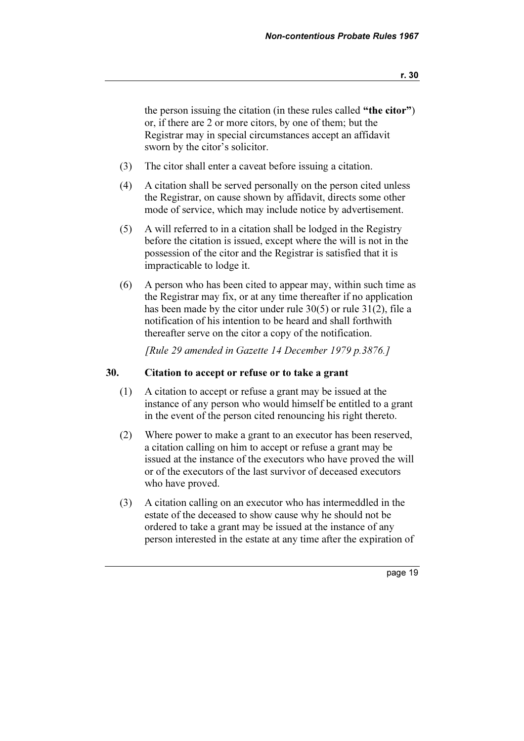the person issuing the citation (in these rules called **"the citor"**) or, if there are 2 or more citors, by one of them; but the Registrar may in special circumstances accept an affidavit sworn by the citor's solicitor.

(3) The citor shall enter a caveat before issuing a citation.

(4) A citation shall be served personally on the person cited unless the Registrar, on cause shown by affidavit, directs some other mode of service, which may include notice by advertisement.

(5) A will referred to in a citation shall be lodged in the Registry before the citation is issued, except where the will is not in the possession of the citor and the Registrar is satisfied that it is impracticable to lodge it.

(6) A person who has been cited to appear may, within such time as the Registrar may fix, or at any time thereafter if no application has been made by the citor under rule 30(5) or rule 31(2), file a notification of his intention to be heard and shall forthwith thereafter serve on the citor a copy of the notification.

*[Rule 29 amended in Gazette 14 December 1979 p.3876.]*

## 30. Citation to accept or refuse or to take a grant

(1) A citation to accept or refuse a grant may be issued at the instance of any person who would himself be entitled to a grant in the event of the person cited renouncing his right thereto.

(2) Where power to make a grant to an executor has been reserved, a citation calling on him to accept or refuse a grant may be issued at the instance of the executors who have proved the will or of the executors of the last survivor of deceased executors who have proved.

(3) A citation calling on an executor who has intermeddled in the estate of the deceased to show cause why he should not be ordered to take a grant may be issued at the instance of any person interested in the estate at any time after the expiration of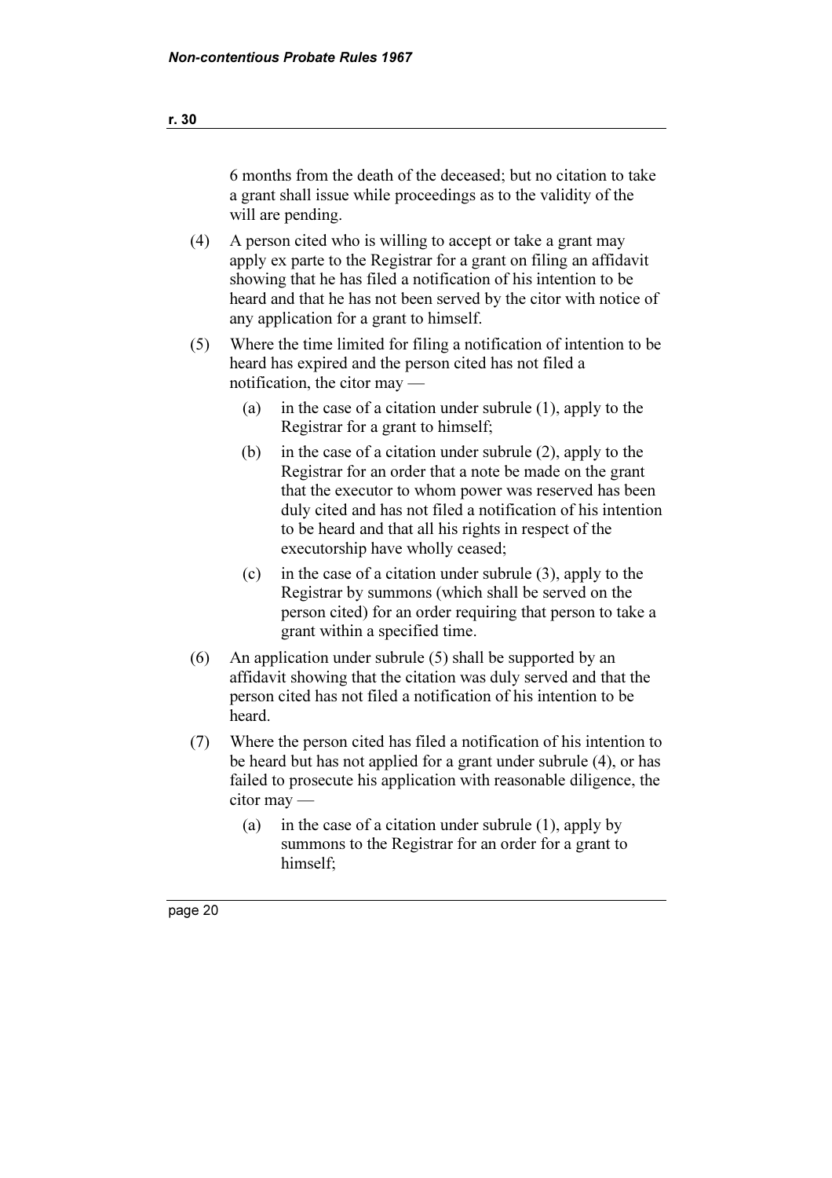6 months from the death of the deceased; but no citation to take a grant shall issue while proceedings as to the validity of the will are pending.

(4) A person cited who is willing to accept or take a grant may apply ex parte to the Registrar for a grant on filing an affidavit showing that he has filed a notification of his intention to be heard and that he has not been served by the citor with notice of any application for a grant to himself.

(5) Where the time limited for filing a notification of intention to be heard has expired and the person cited has not filed a notification, the citor may —

(a) in the case of a citation under subrule (1), apply to the Registrar for a grant to himself;

(b) in the case of a citation under subrule (2), apply to the Registrar for an order that a note be made on the grant that the executor to whom power was reserved has been duly cited and has not filed a notification of his intention to be heard and that all his rights in respect of the executorship have wholly ceased;

(c) in the case of a citation under subrule (3), apply to the Registrar by summons (which shall be served on the person cited) for an order requiring that person to take a grant within a specified time.

(6) An application under subrule (5) shall be supported by an affidavit showing that the citation was duly served and that the person cited has not filed a notification of his intention to be heard.

(7) Where the person cited has filed a notification of his intention to be heard but has not applied for a grant under subrule (4), or has failed to prosecute his application with reasonable diligence, the citor may —

(a) in the case of a citation under subrule (1), apply by summons to the Registrar for an order for a grant to himself;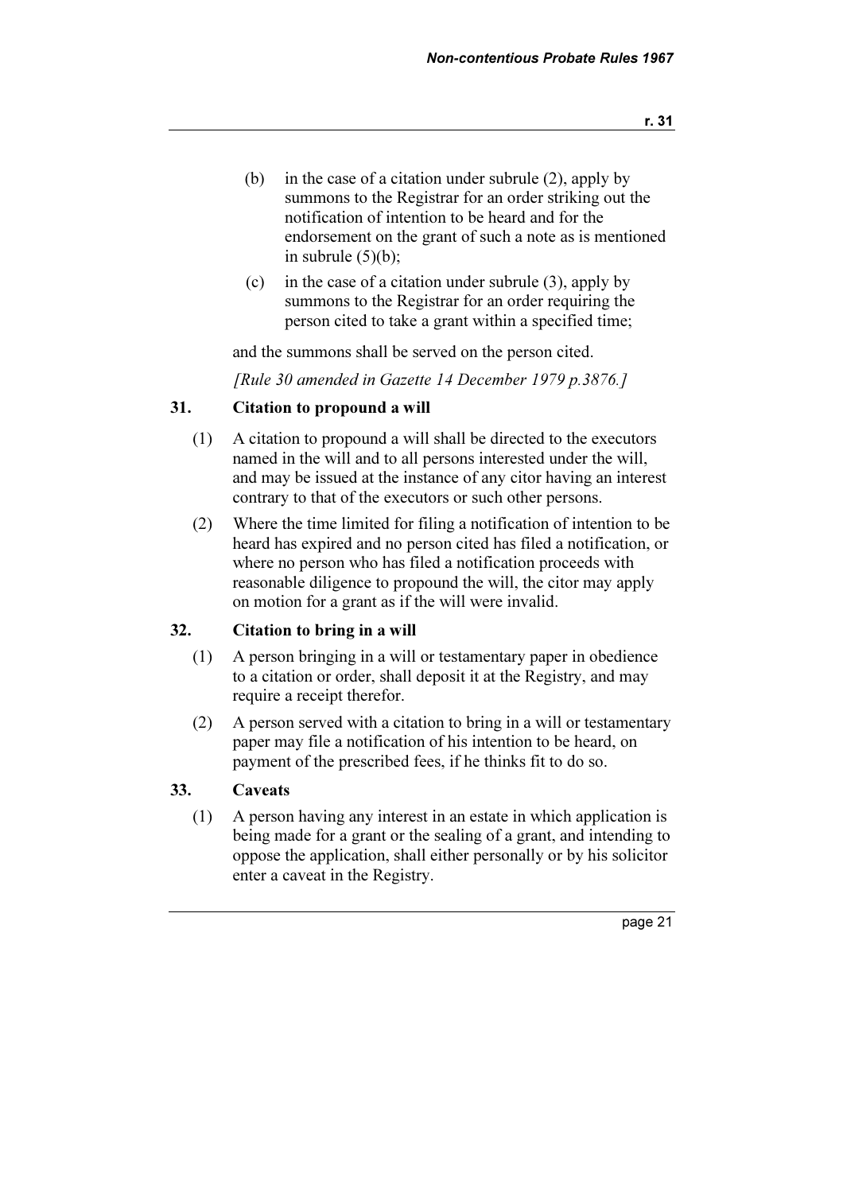(b) in the case of a citation under subrule (2), apply by summons to the Registrar for an order striking out the notification of intention to be heard and for the endorsement on the grant of such a note as is mentioned in subrule (5)(b);

(c) in the case of a citation under subrule (3), apply by summons to the Registrar for an order requiring the person cited to take a grant within a specified time;

and the summons shall be served on the person cited.

*[Rule 30 amended in Gazette 14 December 1979 p.3876.]*

### 31. Citation to propound a will

(1) A citation to propound a will shall be directed to the executors named in the will and to all persons interested under the will, and may be issued at the instance of any citor having an interest contrary to that of the executors or such other persons.

(2) Where the time limited for filing a notification of intention to be heard has expired and no person cited has filed a notification, or where no person who has filed a notification proceeds with reasonable diligence to propound the will, the citor may apply on motion for a grant as if the will were invalid.

### 32. Citation to bring in a will

(1) A person bringing in a will or testamentary paper in obedience to a citation or order, shall deposit it at the Registry, and may require a receipt therefor.

(2) A person served with a citation to bring in a will or testamentary paper may file a notification of his intention to be heard, on payment of the prescribed fees, if he thinks fit to do so.

### 33. Caveats

(1) A person having any interest in an estate in which application is being made for a grant or the sealing of a grant, and intending to oppose the application, shall either personally or by his solicitor enter a caveat in the Registry.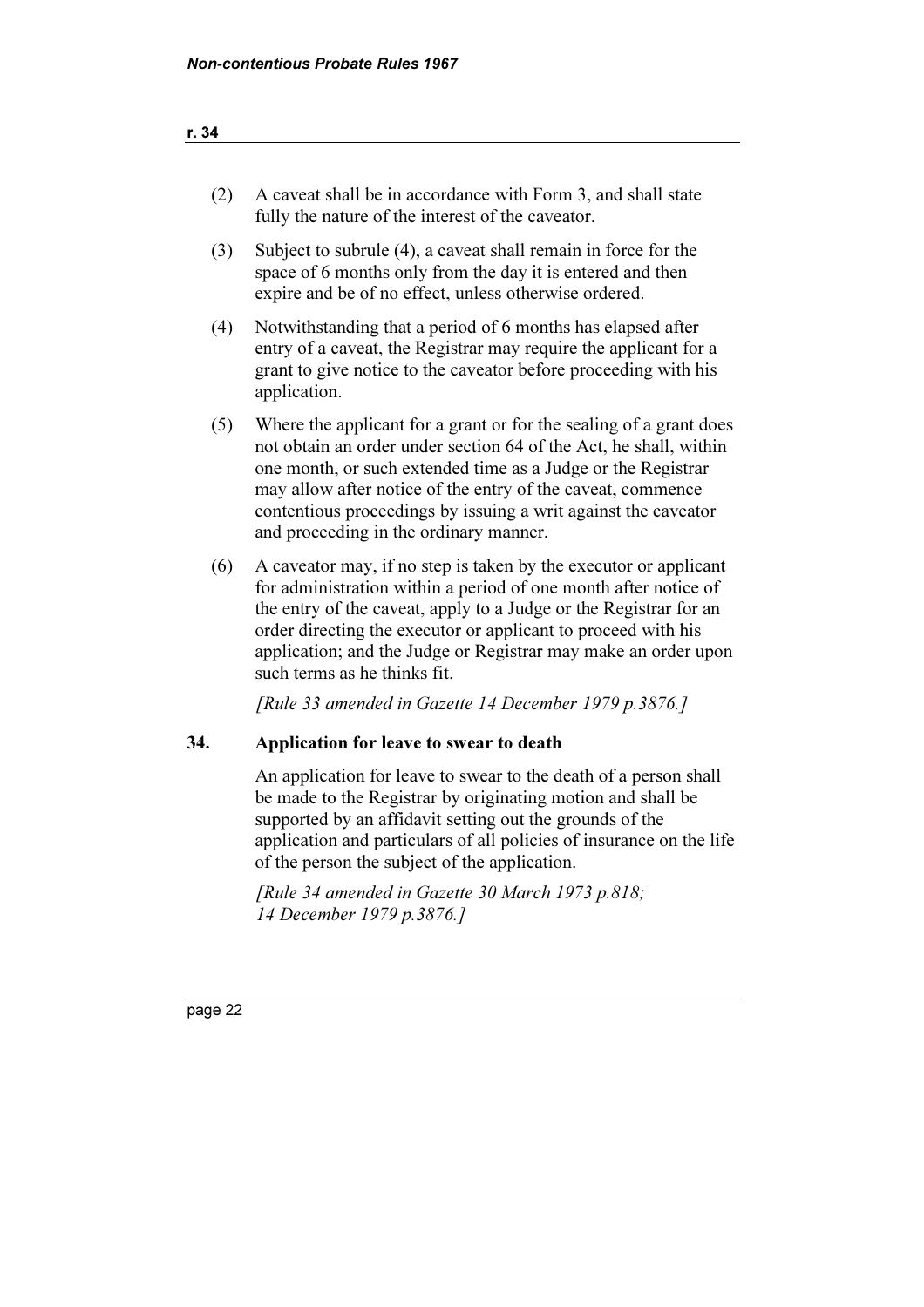(2) A caveat shall be in accordance with Form 3, and shall state fully the nature of the interest of the caveator.

(3) Subject to subrule (4), a caveat shall remain in force for the space of 6 months only from the day it is entered and then expire and be of no effect, unless otherwise ordered.

(4) Notwithstanding that a period of 6 months has elapsed after entry of a caveat, the Registrar may require the applicant for a grant to give notice to the caveator before proceeding with his application.

(5) Where the applicant for a grant or for the sealing of a grant does not obtain an order under section 64 of the Act, he shall, within one month, or such extended time as a Judge or the Registrar may allow after notice of the entry of the caveat, commence contentious proceedings by issuing a writ against the caveator and proceeding in the ordinary manner.

(6) A caveator may, if no step is taken by the executor or applicant for administration within a period of one month after notice of the entry of the caveat, apply to a Judge or the Registrar for an order directing the executor or applicant to proceed with his application; and the Judge or Registrar may make an order upon such terms as he thinks fit.

*[Rule 33 amended in Gazette 14 December 1979 p.3876.]*

## 34. Application for leave to swear to death

An application for leave to swear to the death of a person shall be made to the Registrar by originating motion and shall be supported by an affidavit setting out the grounds of the application and particulars of all policies of insurance on the life of the person the subject of the application.

*[Rule 34 amended in Gazette 30 March 1973 p.818; 14 December 1979 p.3876.]*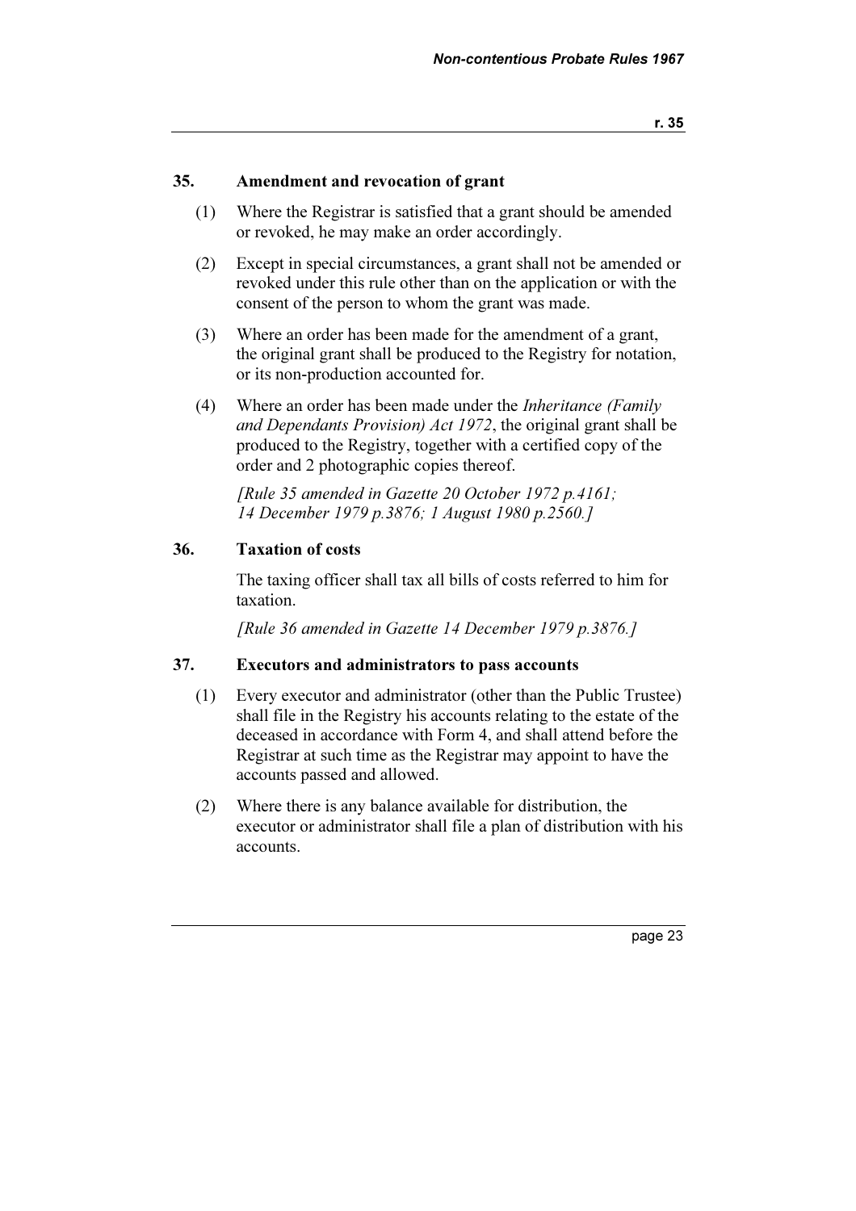## 35. Amendment and revocation of grant

(1) Where the Registrar is satisfied that a grant should be amended or revoked, he may make an order accordingly.

(2) Except in special circumstances, a grant shall not be amended or revoked under this rule other than on the application or with the consent of the person to whom the grant was made.

(3) Where an order has been made for the amendment of a grant, the original grant shall be produced to the Registry for notation, or its non-production accounted for.

(4) Where an order has been made under the *Inheritance (Family and Dependants Provision) Act 1972*, the original grant shall be produced to the Registry, together with a certified copy of the order and 2 photographic copies thereof.

*[Rule 35 amended in Gazette 20 October 1972 p.4161; 14 December 1979 p.3876; 1 August 1980 p.2560.]*

## 36. Taxation of costs

The taxing officer shall tax all bills of costs referred to him for taxation.

*[Rule 36 amended in Gazette 14 December 1979 p.3876.]*

## 37. Executors and administrators to pass accounts

(1) Every executor and administrator (other than the Public Trustee) shall file in the Registry his accounts relating to the estate of the deceased in accordance with Form 4, and shall attend before the Registrar at such time as the Registrar may appoint to have the accounts passed and allowed.

(2) Where there is any balance available for distribution, the executor or administrator shall file a plan of distribution with his accounts.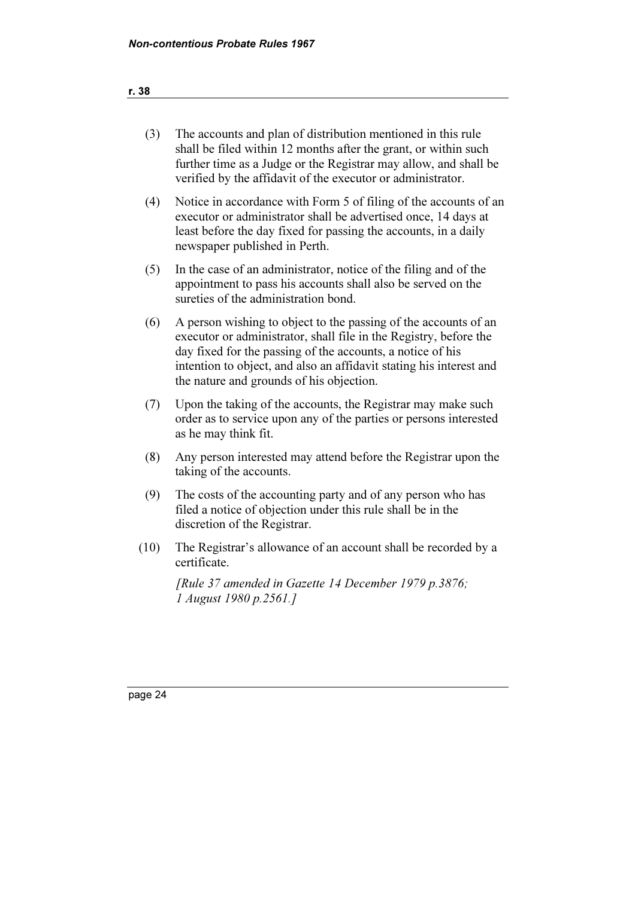(3) The accounts and plan of distribution mentioned in this rule shall be filed within 12 months after the grant, or within such further time as a Judge or the Registrar may allow, and shall be verified by the affidavit of the executor or administrator.

(4) Notice in accordance with Form 5 of filing of the accounts of an executor or administrator shall be advertised once, 14 days at least before the day fixed for passing the accounts, in a daily newspaper published in Perth.

(5) In the case of an administrator, notice of the filing and of the appointment to pass his accounts shall also be served on the sureties of the administration bond.

(6) A person wishing to object to the passing of the accounts of an executor or administrator, shall file in the Registry, before the day fixed for the passing of the accounts, a notice of his intention to object, and also an affidavit stating his interest and the nature and grounds of his objection.

(7) Upon the taking of the accounts, the Registrar may make such order as to service upon any of the parties or persons interested as he may think fit.

(8) Any person interested may attend before the Registrar upon the taking of the accounts.

(9) The costs of the accounting party and of any person who has filed a notice of objection under this rule shall be in the discretion of the Registrar.

(10) The Registrar's allowance of an account shall be recorded by a certificate.

*[Rule 37 amended in Gazette 14 December 1979 p.3876; 1 August 1980 p.2561.]*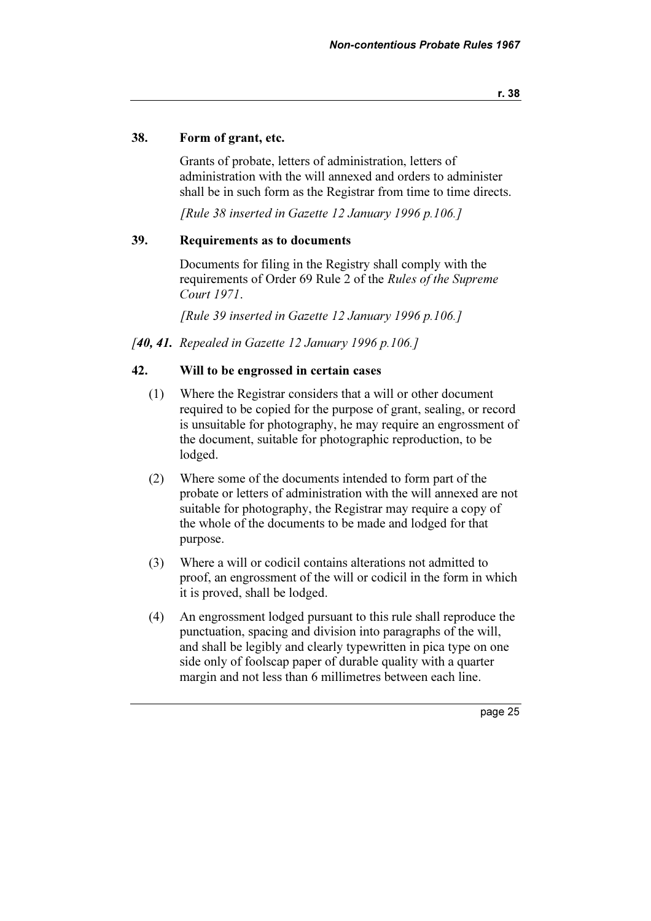### 38. Form of grant, etc.

Grants of probate, letters of administration, letters of administration with the will annexed and orders to administer shall be in such form as the Registrar from time to time directs.

*[Rule 38 inserted in Gazette 12 January 1996 p.106.]*

### 39. Requirements as to documents

Documents for filing in the Registry shall comply with the requirements of Order 69 Rule 2 of the *Rules of the Supreme Court 1971*.

*[Rule 39 inserted in Gazette 12 January 1996 p.106.]*

*[**40, 41.** Repealed in Gazette 12 January 1996 p.106.]*

### 42. Will to be engrossed in certain cases

(1) Where the Registrar considers that a will or other document required to be copied for the purpose of grant, sealing, or record is unsuitable for photography, he may require an engrossment of the document, suitable for photographic reproduction, to be lodged.

(2) Where some of the documents intended to form part of the probate or letters of administration with the will annexed are not suitable for photography, the Registrar may require a copy of the whole of the documents to be made and lodged for that purpose.

(3) Where a will or codicil contains alterations not admitted to proof, an engrossment of the will or codicil in the form in which it is proved, shall be lodged.

(4) An engrossment lodged pursuant to this rule shall reproduce the punctuation, spacing and division into paragraphs of the will, and shall be legibly and clearly typewritten in pica type on one side only of foolscap paper of durable quality with a quarter margin and not less than 6 millimetres between each line.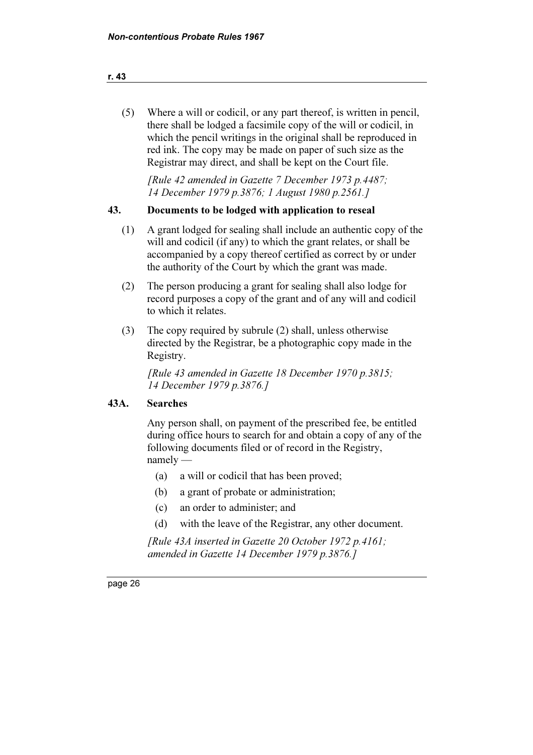(5) Where a will or codicil, or any part thereof, is written in pencil, there shall be lodged a facsimile copy of the will or codicil, in which the pencil writings in the original shall be reproduced in red ink. The copy may be made on paper of such size as the Registrar may direct, and shall be kept on the Court file.

*[Rule 42 amended in Gazette 7 December 1973 p.4487; 14 December 1979 p.3876; 1 August 1980 p.2561.]*

### 43. Documents to be lodged with application to reseal

(1) A grant lodged for sealing shall include an authentic copy of the will and codicil (if any) to which the grant relates, or shall be accompanied by a copy thereof certified as correct by or under the authority of the Court by which the grant was made.

(2) The person producing a grant for sealing shall also lodge for record purposes a copy of the grant and of any will and codicil to which it relates.

(3) The copy required by subrule (2) shall, unless otherwise directed by the Registrar, be a photographic copy made in the Registry.

*[Rule 43 amended in Gazette 18 December 1970 p.3815; 14 December 1979 p.3876.]*

### 43A. Searches

Any person shall, on payment of the prescribed fee, be entitled during office hours to search for and obtain a copy of any of the following documents filed or of record in the Registry, namely —

(a) a will or codicil that has been proved;

(b) a grant of probate or administration;

(c) an order to administer; and

(d) with the leave of the Registrar, any other document.

*[Rule 43A inserted in Gazette 20 October 1972 p.4161; amended in Gazette 14 December 1979 p.3876.]*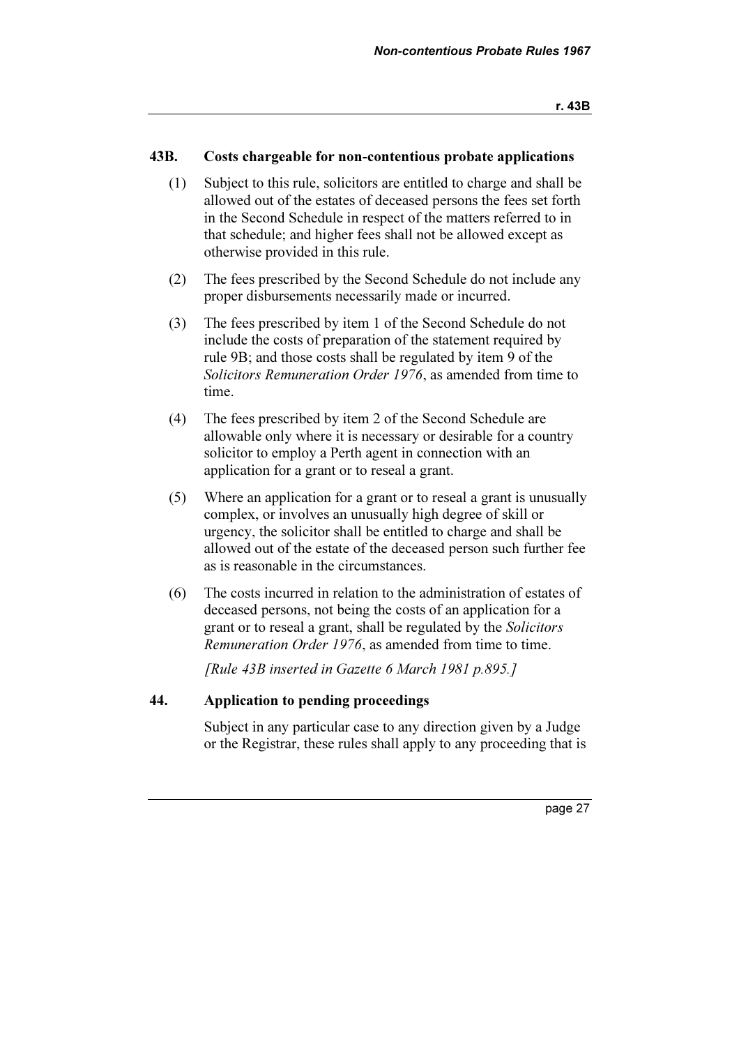## 43B. Costs chargeable for non-contentious probate applications

(1) Subject to this rule, solicitors are entitled to charge and shall be allowed out of the estates of deceased persons the fees set forth in the Second Schedule in respect of the matters referred to in that schedule; and higher fees shall not be allowed except as otherwise provided in this rule.

(2) The fees prescribed by the Second Schedule do not include any proper disbursements necessarily made or incurred.

(3) The fees prescribed by item 1 of the Second Schedule do not include the costs of preparation of the statement required by rule 9B; and those costs shall be regulated by item 9 of the *Solicitors Remuneration Order 1976*, as amended from time to time.

(4) The fees prescribed by item 2 of the Second Schedule are allowable only where it is necessary or desirable for a country solicitor to employ a Perth agent in connection with an application for a grant or to reseal a grant.

(5) Where an application for a grant or to reseal a grant is unusually complex, or involves an unusually high degree of skill or urgency, the solicitor shall be entitled to charge and shall be allowed out of the estate of the deceased person such further fee as is reasonable in the circumstances.

(6) The costs incurred in relation to the administration of estates of deceased persons, not being the costs of an application for a grant or to reseal a grant, shall be regulated by the *Solicitors Remuneration Order 1976*, as amended from time to time.

*[Rule 43B inserted in Gazette 6 March 1981 p.895.]*

## 44. Application to pending proceedings

Subject in any particular case to any direction given by a Judge or the Registrar, these rules shall apply to any proceeding that is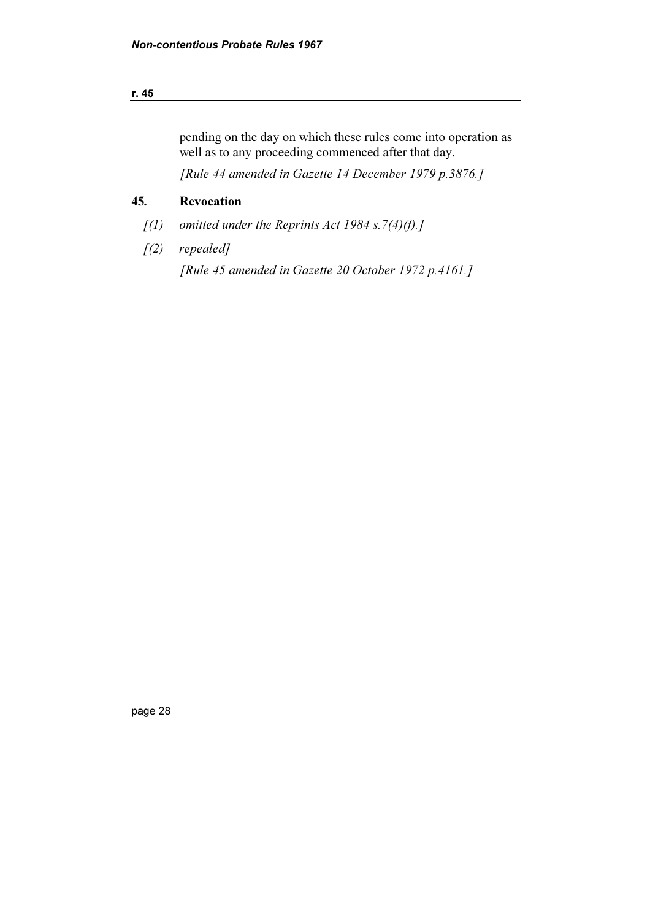pending on the day on which these rules come into operation as well as to any proceeding commenced after that day.

*[Rule 44 amended in Gazette 14 December 1979 p.3876.]*

## 45. Revocation

*[(1) omitted under the Reprints Act 1984 s.7(4)(f).]*

*[(2) repealed]*

*[Rule 45 amended in Gazette 20 October 1972 p.4161.]*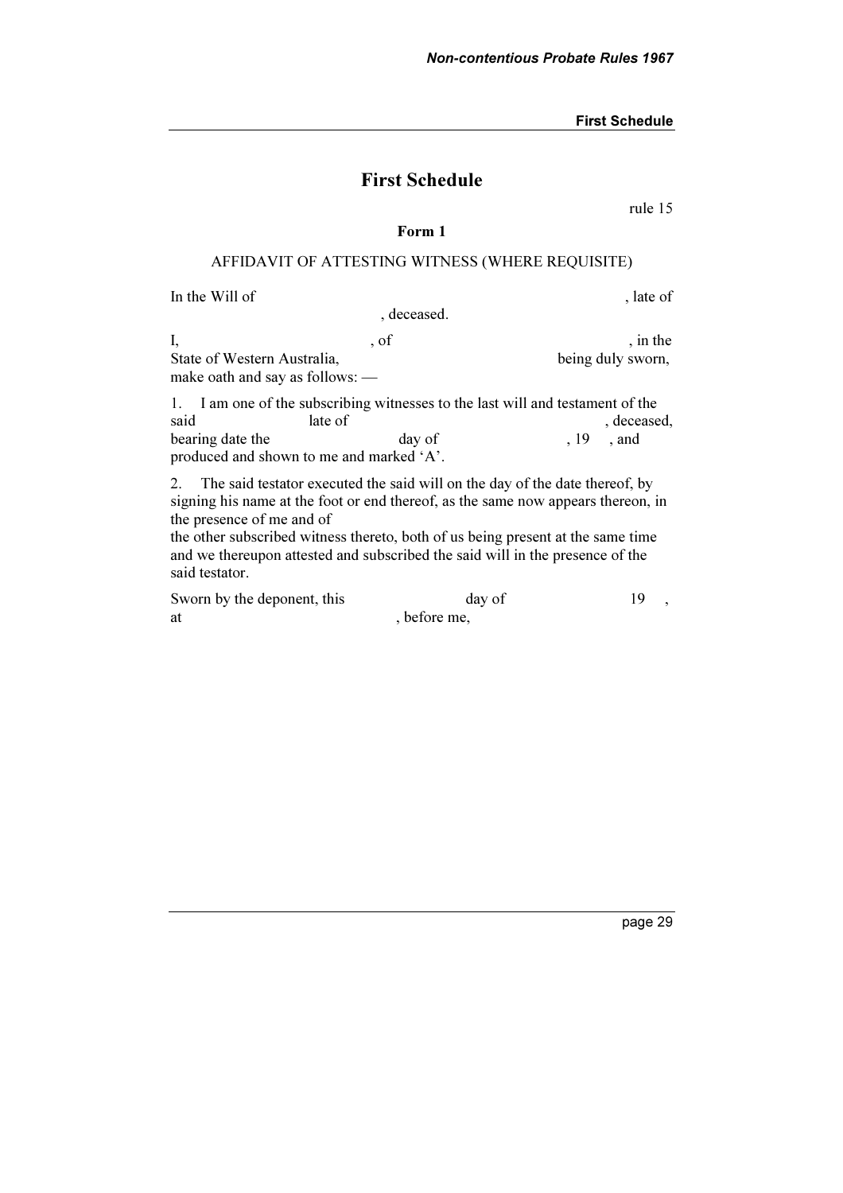# First Schedule

rule 15

**Form 1**

AFFIDAVIT OF ATTESTING WITNESS (WHERE REQUISITE)

In the Will of , late of , deceased.

I, , of , in the State of Western Australia, being duly sworn, make oath and say as follows: —

1. I am one of the subscribing witnesses to the last will and testament of the said late of , deceased, bearing date the day of , 19 , and produced and shown to me and marked 'A'.

2. The said testator executed the said will on the day of the date thereof, by signing his name at the foot or end thereof, as the same now appears thereon, in the presence of me and of
the other subscribed witness thereto, both of us being present at the same time and we thereupon attested and subscribed the said will in the presence of the said testator.

Sworn by the deponent, this day of 19 , at , before me,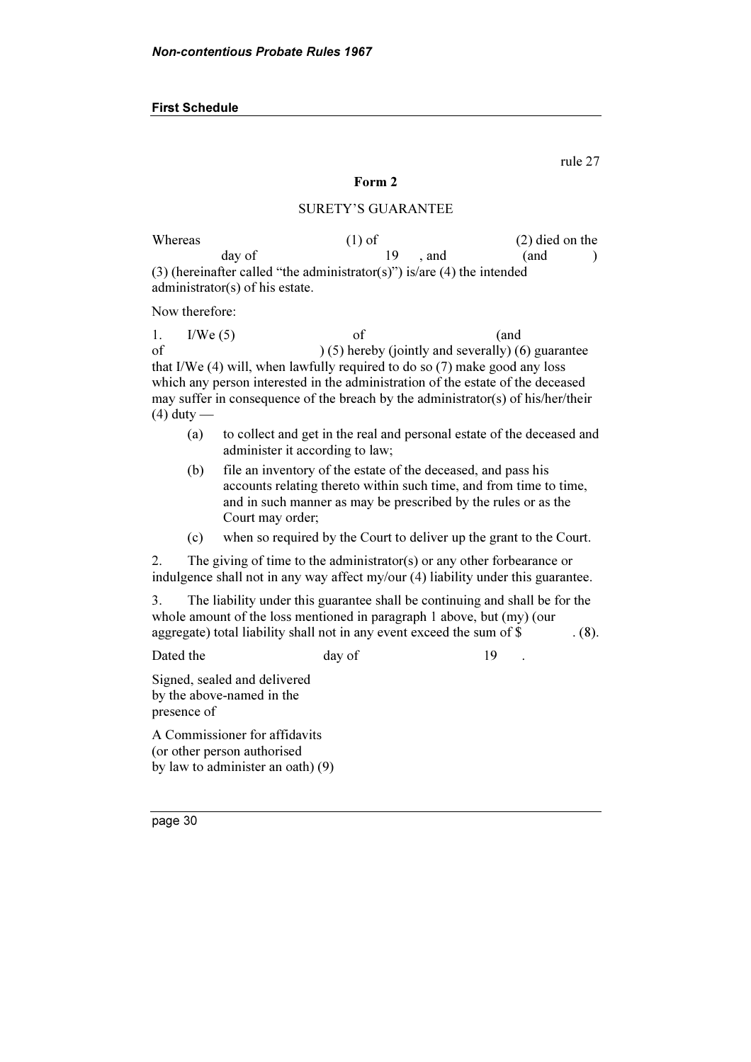First Schedule

rule 27

**Form 2**

SURETY'S GUARANTEE

Whereas (1) of (2) died on the day of 19 , and (and ) (3) (hereinafter called "the administrator(s)") is/are (4) the intended administrator(s) of his estate.

Now therefore:

1. I/We (5) of (and of ) (5) hereby (jointly and severally) (6) guarantee that I/We (4) will, when lawfully required to do so (7) make good any loss which any person interested in the administration of the estate of the deceased may suffer in consequence of the breach by the administrator(s) of his/her/their (4) duty —

   (a) to collect and get in the real and personal estate of the deceased and administer it according to law;

   (b) file an inventory of the estate of the deceased, and pass his accounts relating thereto within such time, and from time to time, and in such manner as may be prescribed by the rules or as the Court may order;

   (c) when so required by the Court to deliver up the grant to the Court.

2. The giving of time to the administrator(s) or any other forbearance or indulgence shall not in any way affect my/our (4) liability under this guarantee.

3. The liability under this guarantee shall be continuing and shall be for the whole amount of the loss mentioned in paragraph 1 above, but (my) (our aggregate) total liability shall not in any event exceed the sum of $ . (8).

Dated the day of 19 .

Signed, sealed and delivered by the above-named in the presence of

A Commissioner for affidavits (or other person authorised by law to administer an oath) (9)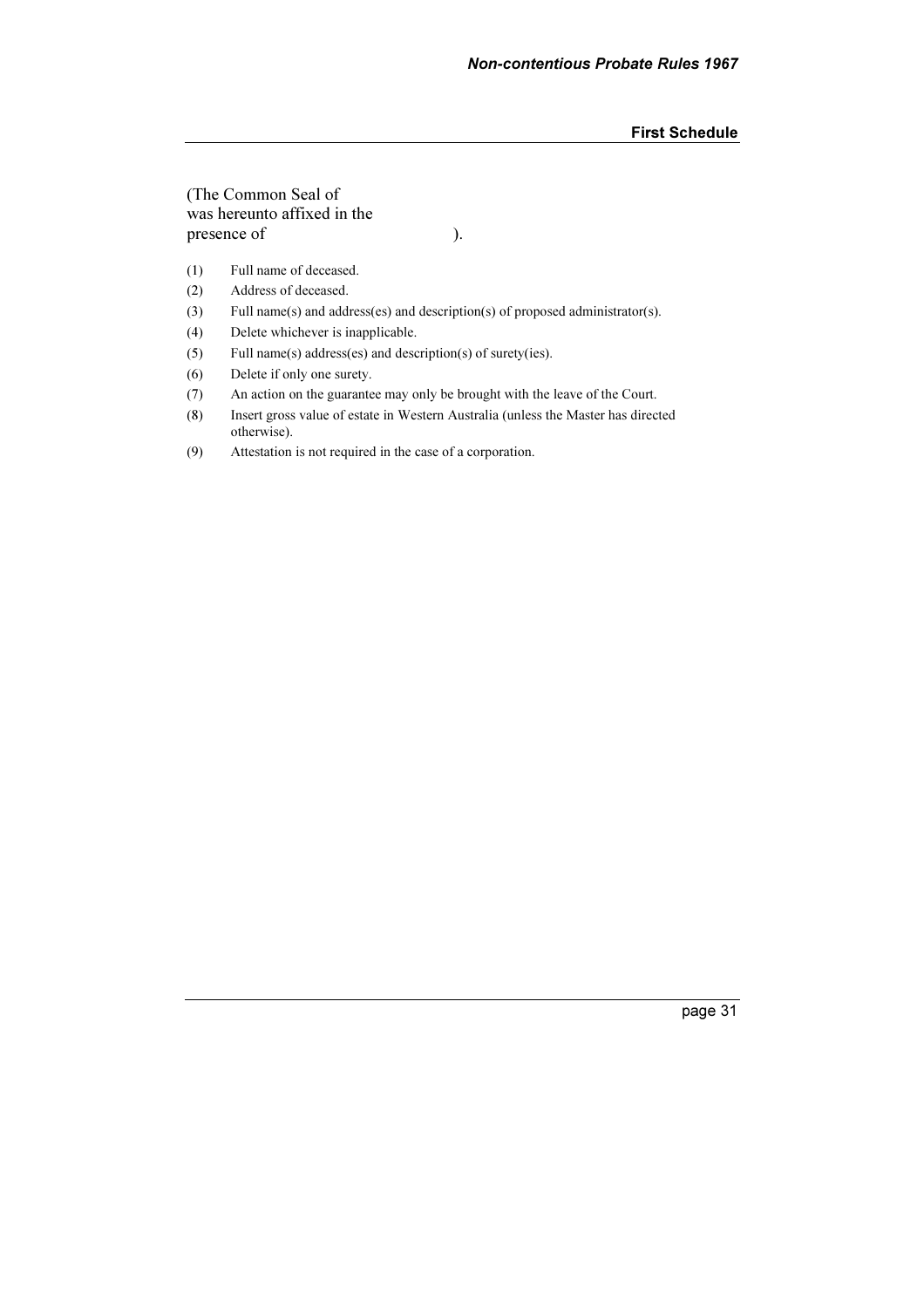(The Common Seal of
was hereunto affixed in the
presence of                                        ).

(1) Full name of deceased.

(2) Address of deceased.

(3) Full name(s) and address(es) and description(s) of proposed administrator(s).

(4) Delete whichever is inapplicable.

(5) Full name(s) address(es) and description(s) of surety(ies).

(6) Delete if only one surety.

(7) An action on the guarantee may only be brought with the leave of the Court.

(8) Insert gross value of estate in Western Australia (unless the Master has directed otherwise).

(9) Attestation is not required in the case of a corporation.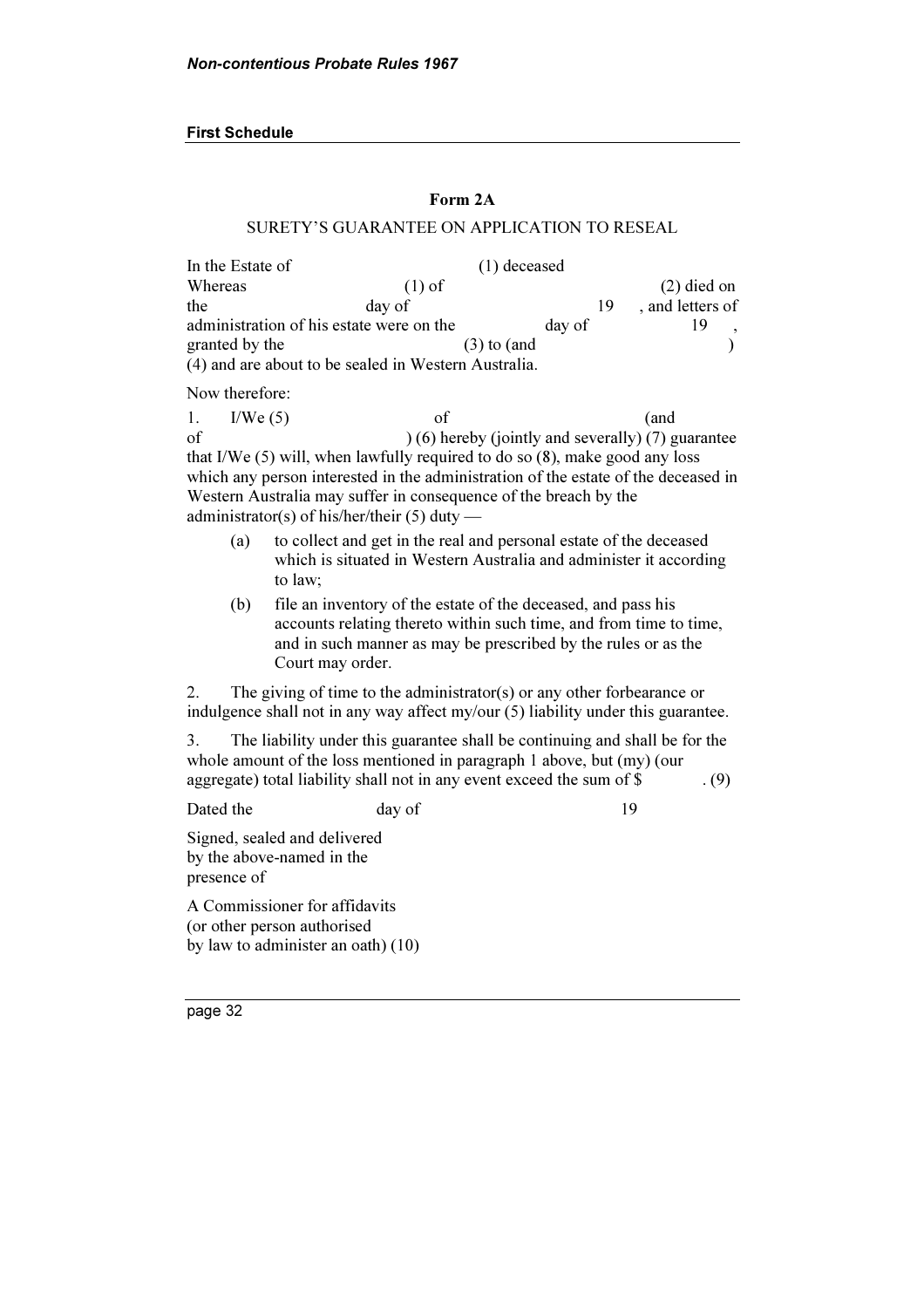**First Schedule**

## Form 2A

SURETY'S GUARANTEE ON APPLICATION TO RESEAL

In the Estate of (1) deceased

Whereas (1) of (2) died on the day of 19 , and letters of administration of his estate were on the day of 19 , granted by the (3) to (and ) (4) and are about to be sealed in Western Australia.

Now therefore:

1. I/We (5) of (and of ) (6) hereby (jointly and severally) (7) guarantee that I/We (5) will, when lawfully required to do so (8), make good any loss which any person interested in the administration of the estate of the deceased in Western Australia may suffer in consequence of the breach by the administrator(s) of his/her/their (5) duty —

   (a) to collect and get in the real and personal estate of the deceased which is situated in Western Australia and administer it according to law;

   (b) file an inventory of the estate of the deceased, and pass his accounts relating thereto within such time, and from time to time, and in such manner as may be prescribed by the rules or as the Court may order.

2. The giving of time to the administrator(s) or any other forbearance or indulgence shall not in any way affect my/our (5) liability under this guarantee.

3. The liability under this guarantee shall be continuing and shall be for the whole amount of the loss mentioned in paragraph 1 above, but (my) (our aggregate) total liability shall not in any event exceed the sum of $ . (9)

Dated the day of 19

Signed, sealed and delivered by the above-named in the presence of

A Commissioner for affidavits (or other person authorised by law to administer an oath) (10)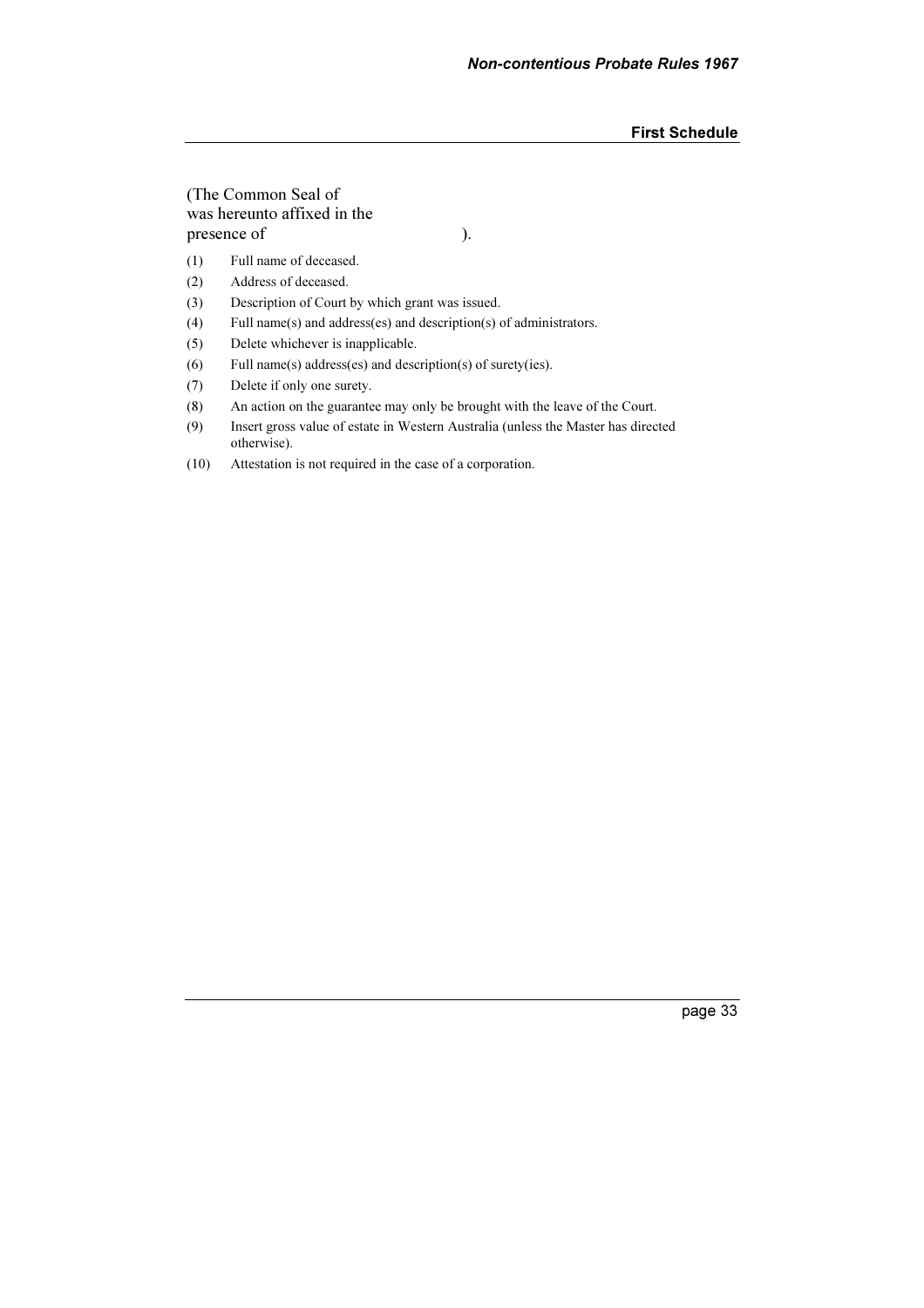(The Common Seal of
was hereunto affixed in the
presence of                                        ).

(1) Full name of deceased.

(2) Address of deceased.

(3) Description of Court by which grant was issued.

(4) Full name(s) and address(es) and description(s) of administrators.

(5) Delete whichever is inapplicable.

(6) Full name(s) address(es) and description(s) of surety(ies).

(7) Delete if only one surety.

(8) An action on the guarantee may only be brought with the leave of the Court.

(9) Insert gross value of estate in Western Australia (unless the Master has directed otherwise).

(10) Attestation is not required in the case of a corporation.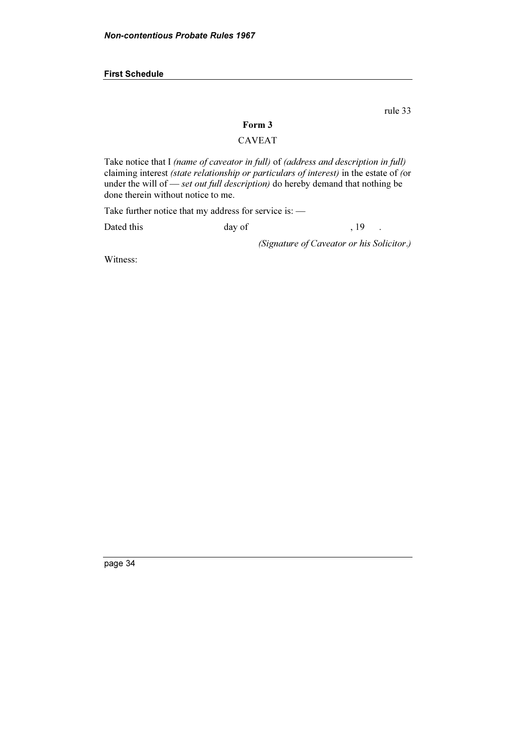rule 33

## Form 3

### CAVEAT

Take notice that I *(name of caveator in full)* of *(address and description in full)* claiming interest *(state relationship or particulars of interest)* in the estate of *(*or under the will of — *set out full description)* do hereby demand that nothing be done therein without notice to me.

Take further notice that my address for service is: —

Dated this day of , 19 .

*(Signature of Caveator or his Solicitor.)*

Witness: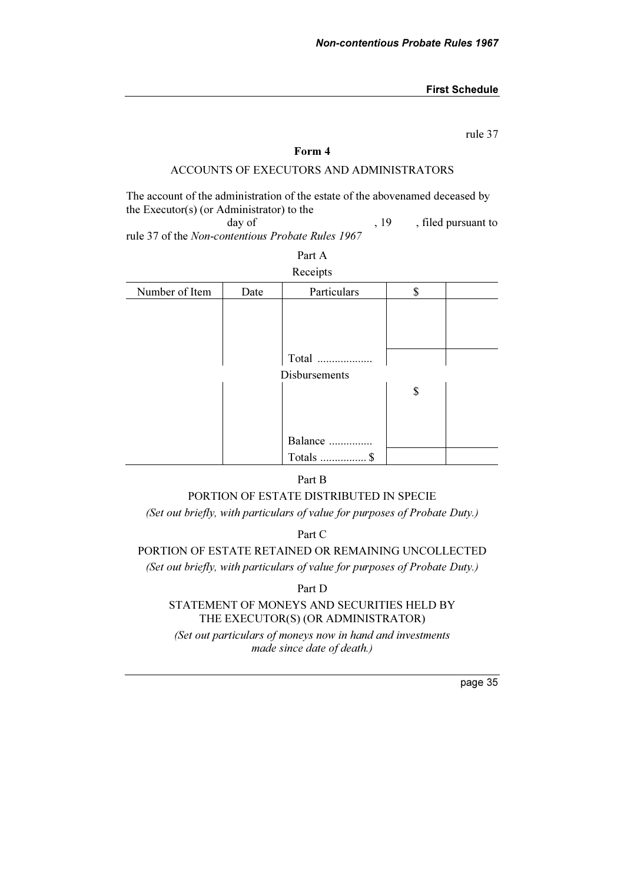rule 37

**Form 4**

ACCOUNTS OF EXECUTORS AND ADMINISTRATORS

The account of the administration of the estate of the abovenamed deceased by the Executor(s) (or Administrator) to the day of , 19 , filed pursuant to rule 37 of the *Non-contentious Probate Rules 1967*

Part A

Receipts

| Number of Item | Date | Particulars | $ | |
|---|---|---|---|---|
| | | | | |
| | | Total ................... | | |
| | | Disbursements | | |
| | | | $ | |
| | | Balance ............... | | |
| | | Totals ................ $ | | |

Part B

PORTION OF ESTATE DISTRIBUTED IN SPECIE

*(Set out briefly, with particulars of value for purposes of Probate Duty.)*

Part C

PORTION OF ESTATE RETAINED OR REMAINING UNCOLLECTED

*(Set out briefly, with particulars of value for purposes of Probate Duty.)*

Part D

STATEMENT OF MONEYS AND SECURITIES HELD BY THE EXECUTOR(S) (OR ADMINISTRATOR)

*(Set out particulars of moneys now in hand and investments made since date of death.)*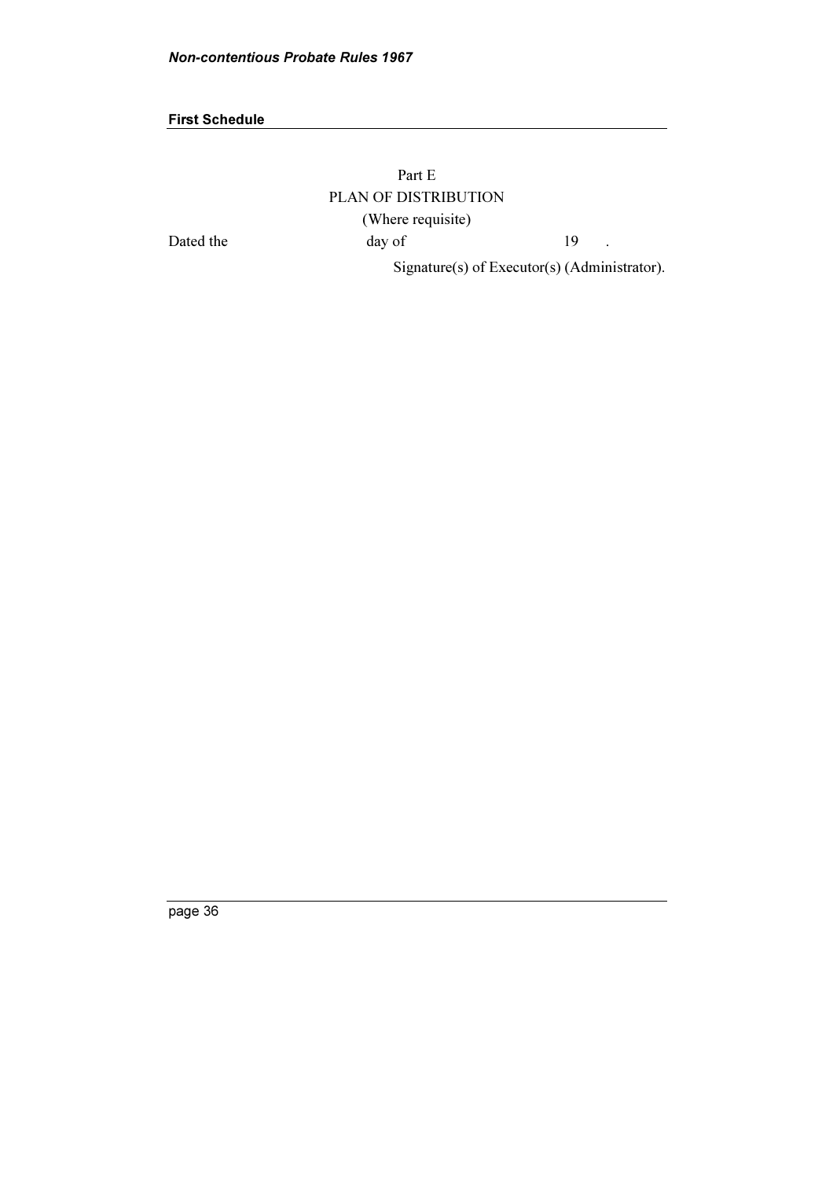Part E

PLAN OF DISTRIBUTION

(Where requisite)

Dated the day of 19 .

Signature(s) of Executor(s) (Administrator).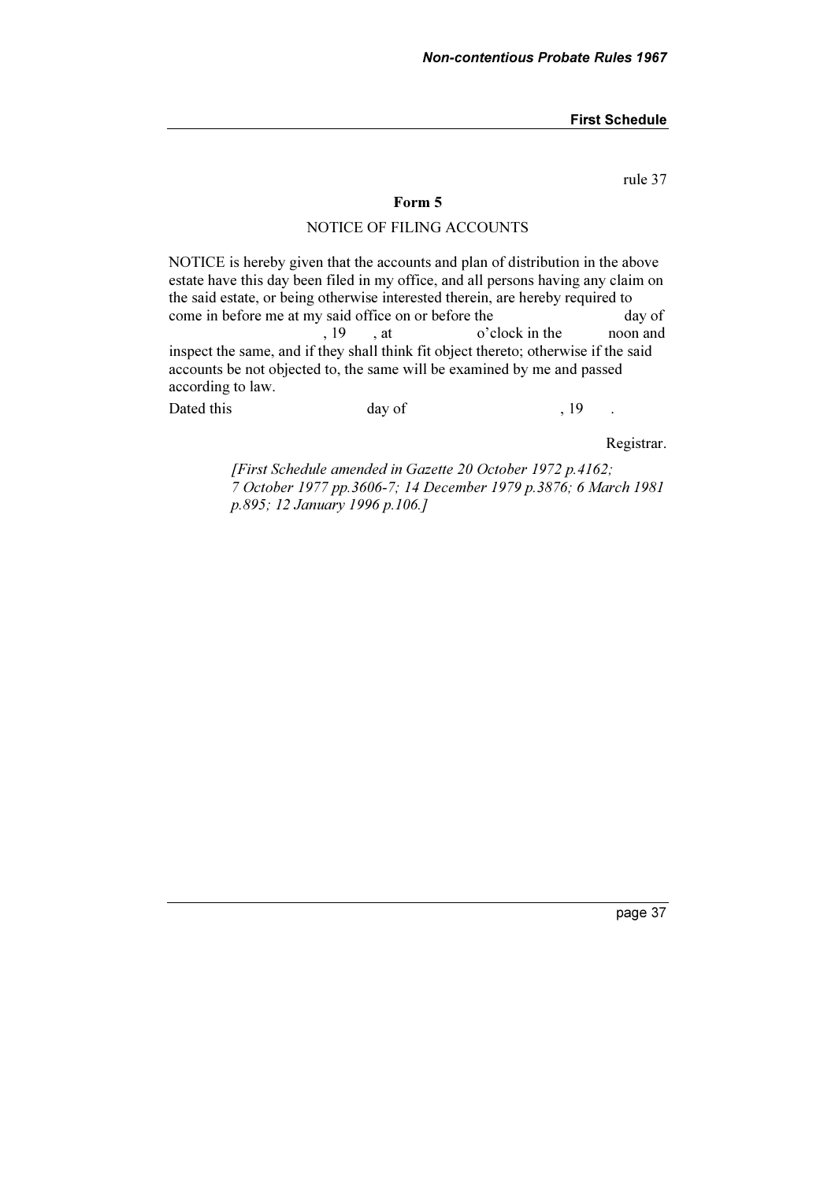rule 37

## Form 5

NOTICE OF FILING ACCOUNTS

NOTICE is hereby given that the accounts and plan of distribution in the above estate have this day been filed in my office, and all persons having any claim on the said estate, or being otherwise interested therein, are hereby required to come in before me at my said office on or before the                    day of                    , 19     , at              o'clock in the          noon and inspect the same, and if they shall think fit object thereto; otherwise if the said accounts be not objected to, the same will be examined by me and passed according to law.

Dated this                    day of                    , 19     .

Registrar.

*[First Schedule amended in Gazette 20 October 1972 p.4162; 7 October 1977 pp.3606-7; 14 December 1979 p.3876; 6 March 1981 p.895; 12 January 1996 p.106.]*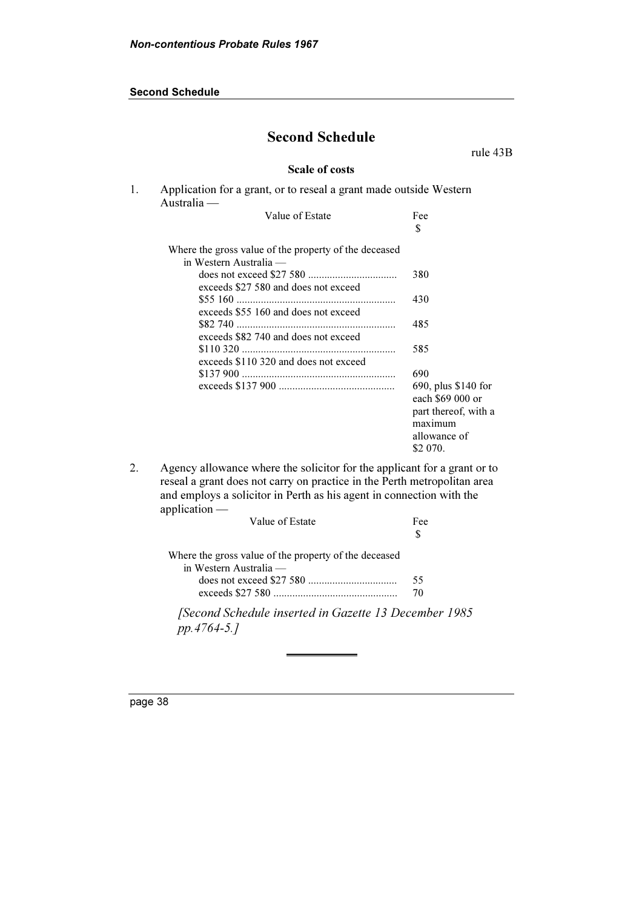# Second Schedule

rule 43B

**Scale of costs**

1. Application for a grant, or to reseal a grant made outside Western Australia —

| Value of Estate | Fee $ |
|---|---|
| Where the gross value of the property of the deceased in Western Australia — | |
| does not exceed $27 580 | 380 |
| exceeds $27 580 and does not exceed $55 160 | 430 |
| exceeds $55 160 and does not exceed $82 740 | 485 |
| exceeds $82 740 and does not exceed $110 320 | 585 |
| exceeds $110 320 and does not exceed $137 900 | 690 |
| exceeds $137 900 | 690, plus $140 for each $69 000 or part thereof, with a maximum allowance of $2 070. |

2. Agency allowance where the solicitor for the applicant for a grant or to reseal a grant does not carry on practice in the Perth metropolitan area and employs a solicitor in Perth as his agent in connection with the application —

| Value of Estate | Fee $ |
|---|---|
| Where the gross value of the property of the deceased in Western Australia — | |
| does not exceed $27 580 | 55 |
| exceeds $27 580 | 70 |

*[Second Schedule inserted in Gazette 13 December 1985 pp.4764-5.]*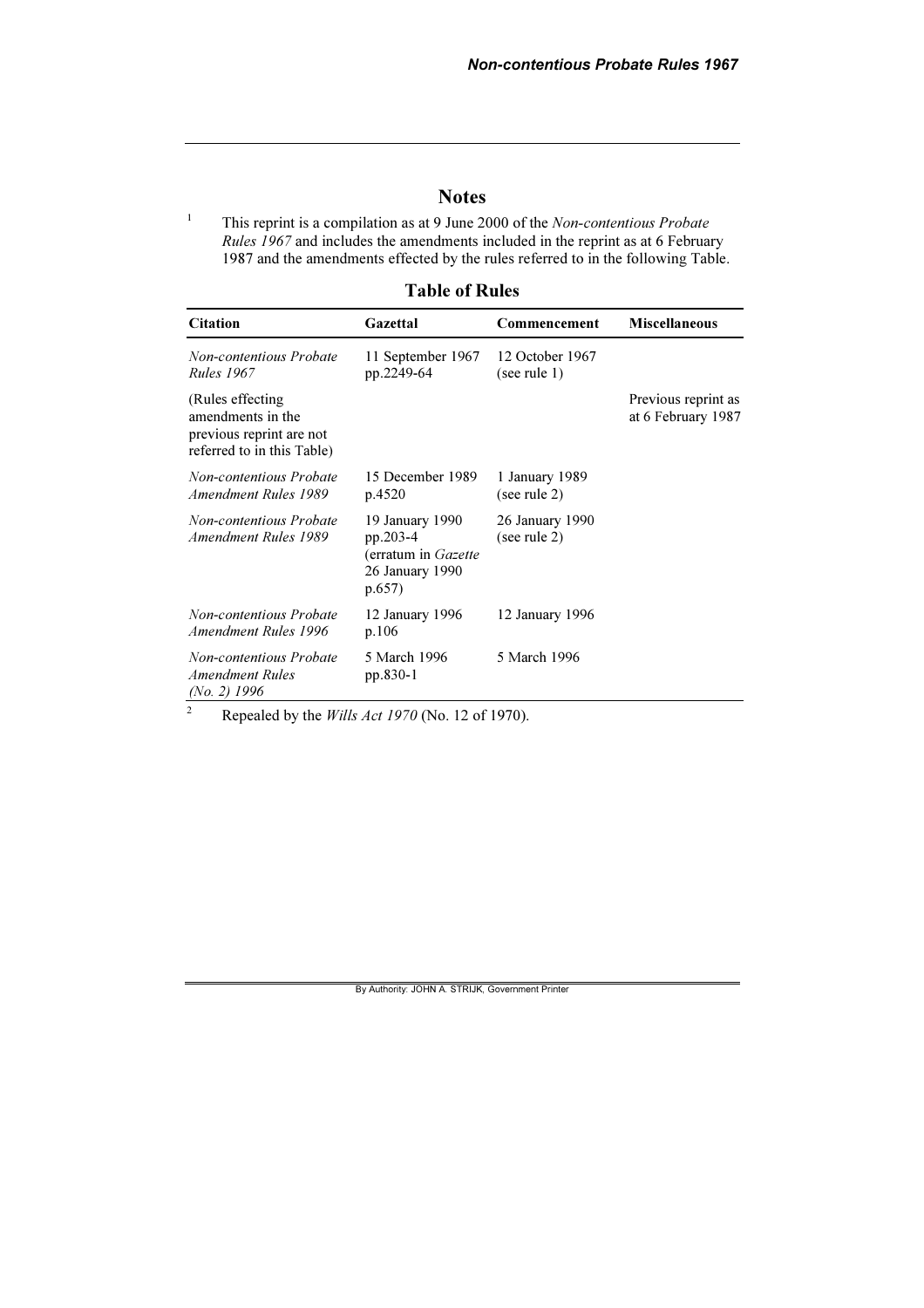## Notes

[1] This reprint is a compilation as at 9 June 2000 of the *Non-contentious Probate Rules 1967* and includes the amendments included in the reprint as at 6 February 1987 and the amendments effected by the rules referred to in the following Table.

### Table of Rules

| Citation | Gazettal | Commencement | Miscellaneous |
|---|---|---|---|
| *Non-contentious Probate Rules 1967* | 11 September 1967 pp.2249-64 | 12 October 1967 (see rule 1) | |
| (Rules effecting amendments in the previous reprint are not referred to in this Table) | | | Previous reprint as at 6 February 1987 |
| *Non-contentious Probate Amendment Rules 1989* | 15 December 1989 p.4520 | 1 January 1989 (see rule 2) | |
| *Non-contentious Probate Amendment Rules 1989* | 19 January 1990 pp.203-4 (erratum in *Gazette* 26 January 1990 p.657) | 26 January 1990 (see rule 2) | |
| *Non-contentious Probate Amendment Rules 1996* | 12 January 1996 p.106 | 12 January 1996 | |
| *Non-contentious Probate Amendment Rules (No. 2) 1996* | 5 March 1996 pp.830-1 | 5 March 1996 | |

[2] Repealed by the *Wills Act 1970* (No. 12 of 1970).

By Authority: JOHN A. STRIJK, Government Printer